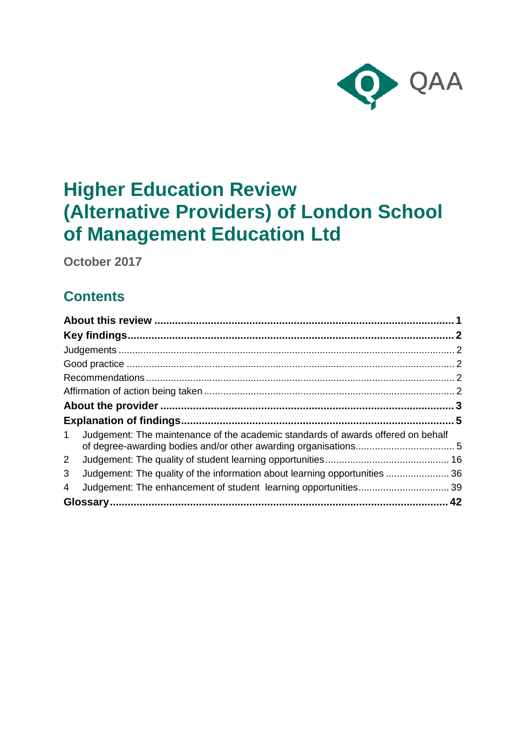QAA

# Higher Education Review (Alternative Providers) of London School of Management Education Ltd

**October 2017**

## Contents

**About this review** ..... **1**
**Key findings** ..... **2**
Judgements ..... 2
Good practice ..... 2
Recommendations ..... 2
Affirmation of action being taken ..... 2
**About the provider** ..... **3**
**Explanation of findings** ..... **5**
1 Judgement: The maintenance of the academic standards of awards offered on behalf of degree-awarding bodies and/or other awarding organisations ..... 5
2 Judgement: The quality of student learning opportunities ..... 16
3 Judgement: The quality of the information about learning opportunities ..... 36
4 Judgement: The enhancement of student learning opportunities ..... 39
**Glossary** ..... **42**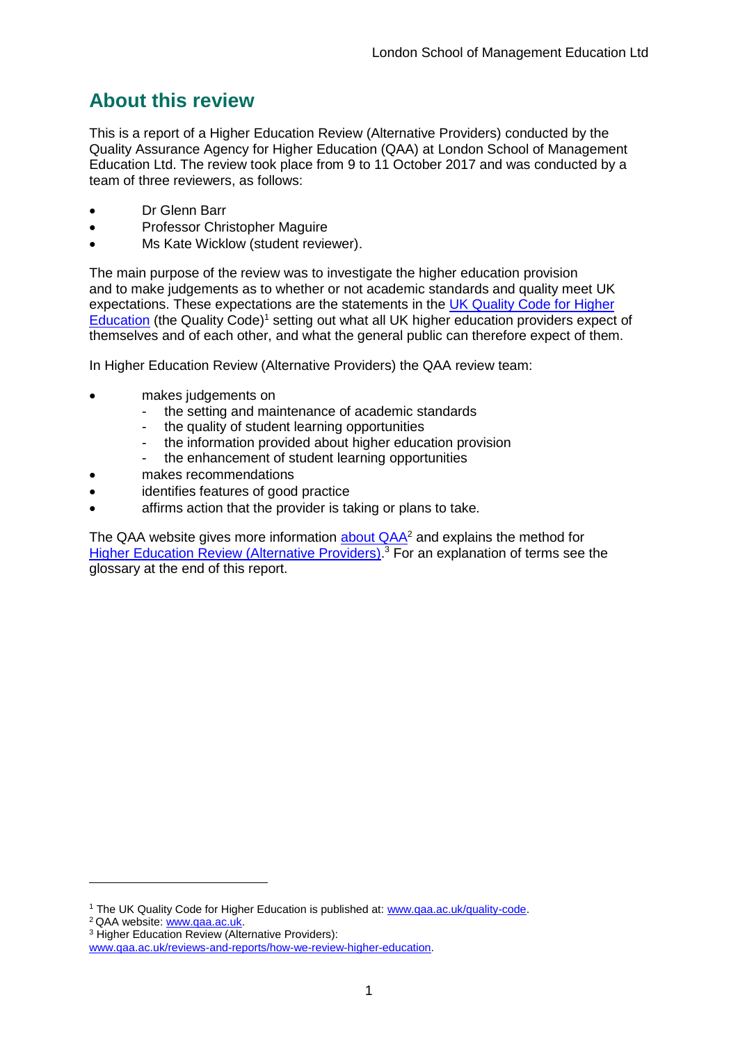## About this review

This is a report of a Higher Education Review (Alternative Providers) conducted by the Quality Assurance Agency for Higher Education (QAA) at London School of Management Education Ltd. The review took place from 9 to 11 October 2017 and was conducted by a team of three reviewers, as follows:

- Dr Glenn Barr
- Professor Christopher Maguire
- Ms Kate Wicklow (student reviewer).

The main purpose of the review was to investigate the higher education provision and to make judgements as to whether or not academic standards and quality meet UK expectations. These expectations are the statements in the UK Quality Code for Higher Education (the Quality Code)[1] setting out what all UK higher education providers expect of themselves and of each other, and what the general public can therefore expect of them.

In Higher Education Review (Alternative Providers) the QAA review team:

- makes judgements on
  - the setting and maintenance of academic standards
  - the quality of student learning opportunities
  - the information provided about higher education provision
  - the enhancement of student learning opportunities
- makes recommendations
- identifies features of good practice
- affirms action that the provider is taking or plans to take.

The QAA website gives more information about QAA[2] and explains the method for Higher Education Review (Alternative Providers).[3] For an explanation of terms see the glossary at the end of this report.

---

[1] The UK Quality Code for Higher Education is published at: www.qaa.ac.uk/quality-code.
[2] QAA website: www.qaa.ac.uk.
[3] Higher Education Review (Alternative Providers): www.qaa.ac.uk/reviews-and-reports/how-we-review-higher-education.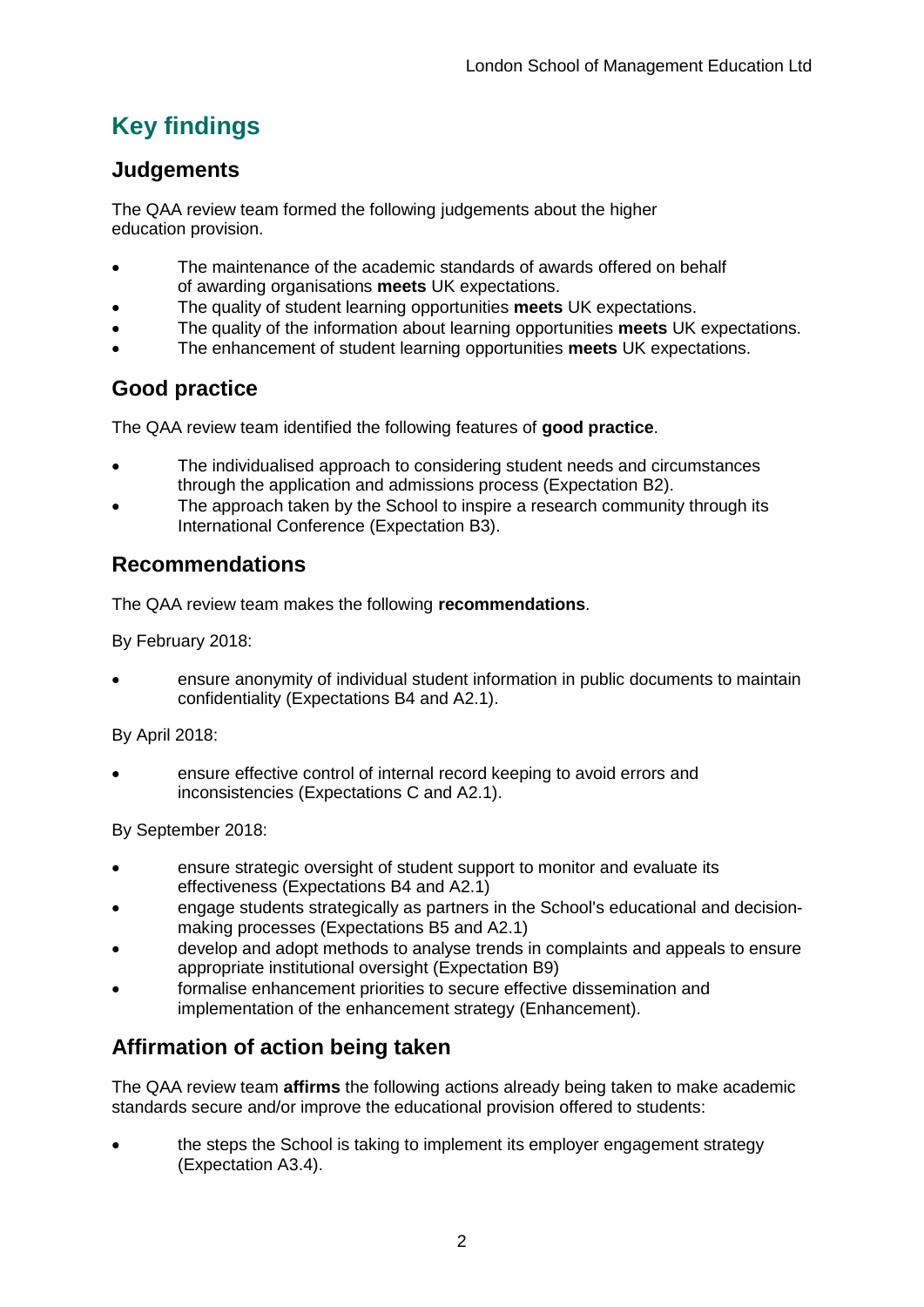# Key findings

## Judgements

The QAA review team formed the following judgements about the higher education provision.

- The maintenance of the academic standards of awards offered on behalf of awarding organisations **meets** UK expectations.
- The quality of student learning opportunities **meets** UK expectations.
- The quality of the information about learning opportunities **meets** UK expectations.
- The enhancement of student learning opportunities **meets** UK expectations.

## Good practice

The QAA review team identified the following features of **good practice**.

- The individualised approach to considering student needs and circumstances through the application and admissions process (Expectation B2).
- The approach taken by the School to inspire a research community through its International Conference (Expectation B3).

## Recommendations

The QAA review team makes the following **recommendations**.

By February 2018:

- ensure anonymity of individual student information in public documents to maintain confidentiality (Expectations B4 and A2.1).

By April 2018:

- ensure effective control of internal record keeping to avoid errors and inconsistencies (Expectations C and A2.1).

By September 2018:

- ensure strategic oversight of student support to monitor and evaluate its effectiveness (Expectations B4 and A2.1)
- engage students strategically as partners in the School's educational and decision-making processes (Expectations B5 and A2.1)
- develop and adopt methods to analyse trends in complaints and appeals to ensure appropriate institutional oversight (Expectation B9)
- formalise enhancement priorities to secure effective dissemination and implementation of the enhancement strategy (Enhancement).

## Affirmation of action being taken

The QAA review team **affirms** the following actions already being taken to make academic standards secure and/or improve the educational provision offered to students:

- the steps the School is taking to implement its employer engagement strategy (Expectation A3.4).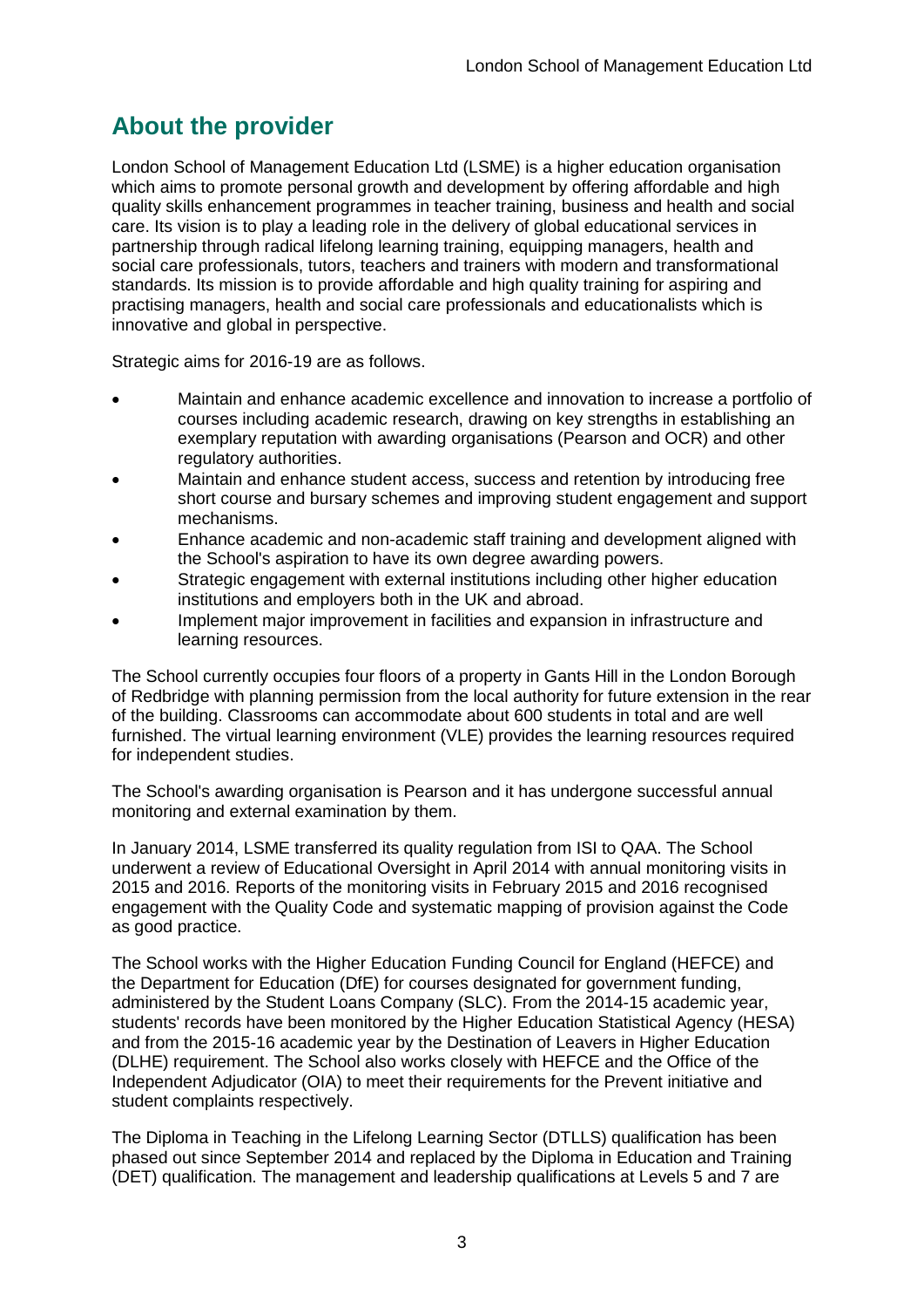## About the provider

London School of Management Education Ltd (LSME) is a higher education organisation which aims to promote personal growth and development by offering affordable and high quality skills enhancement programmes in teacher training, business and health and social care. Its vision is to play a leading role in the delivery of global educational services in partnership through radical lifelong learning training, equipping managers, health and social care professionals, tutors, teachers and trainers with modern and transformational standards. Its mission is to provide affordable and high quality training for aspiring and practising managers, health and social care professionals and educationalists which is innovative and global in perspective.

Strategic aims for 2016-19 are as follows.

- Maintain and enhance academic excellence and innovation to increase a portfolio of courses including academic research, drawing on key strengths in establishing an exemplary reputation with awarding organisations (Pearson and OCR) and other regulatory authorities.
- Maintain and enhance student access, success and retention by introducing free short course and bursary schemes and improving student engagement and support mechanisms.
- Enhance academic and non-academic staff training and development aligned with the School's aspiration to have its own degree awarding powers.
- Strategic engagement with external institutions including other higher education institutions and employers both in the UK and abroad.
- Implement major improvement in facilities and expansion in infrastructure and learning resources.

The School currently occupies four floors of a property in Gants Hill in the London Borough of Redbridge with planning permission from the local authority for future extension in the rear of the building. Classrooms can accommodate about 600 students in total and are well furnished. The virtual learning environment (VLE) provides the learning resources required for independent studies.

The School's awarding organisation is Pearson and it has undergone successful annual monitoring and external examination by them.

In January 2014, LSME transferred its quality regulation from ISI to QAA. The School underwent a review of Educational Oversight in April 2014 with annual monitoring visits in 2015 and 2016. Reports of the monitoring visits in February 2015 and 2016 recognised engagement with the Quality Code and systematic mapping of provision against the Code as good practice.

The School works with the Higher Education Funding Council for England (HEFCE) and the Department for Education (DfE) for courses designated for government funding, administered by the Student Loans Company (SLC). From the 2014-15 academic year, students' records have been monitored by the Higher Education Statistical Agency (HESA) and from the 2015-16 academic year by the Destination of Leavers in Higher Education (DLHE) requirement. The School also works closely with HEFCE and the Office of the Independent Adjudicator (OIA) to meet their requirements for the Prevent initiative and student complaints respectively.

The Diploma in Teaching in the Lifelong Learning Sector (DTLLS) qualification has been phased out since September 2014 and replaced by the Diploma in Education and Training (DET) qualification. The management and leadership qualifications at Levels 5 and 7 are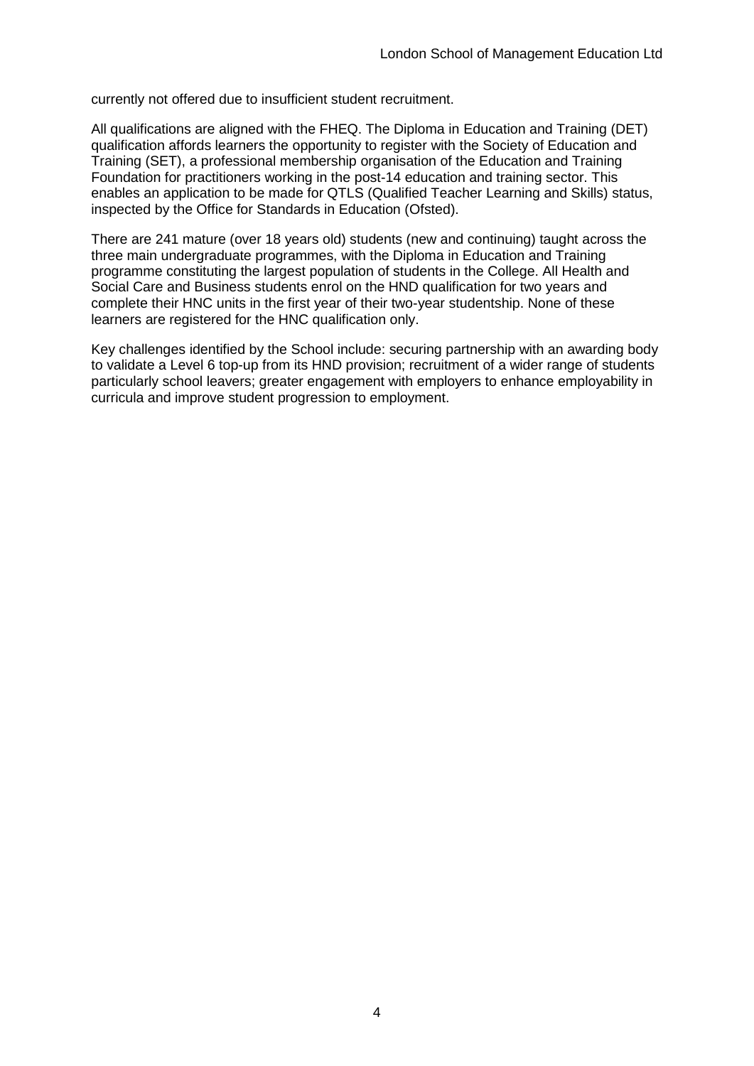currently not offered due to insufficient student recruitment.

All qualifications are aligned with the FHEQ. The Diploma in Education and Training (DET) qualification affords learners the opportunity to register with the Society of Education and Training (SET), a professional membership organisation of the Education and Training Foundation for practitioners working in the post-14 education and training sector. This enables an application to be made for QTLS (Qualified Teacher Learning and Skills) status, inspected by the Office for Standards in Education (Ofsted).

There are 241 mature (over 18 years old) students (new and continuing) taught across the three main undergraduate programmes, with the Diploma in Education and Training programme constituting the largest population of students in the College. All Health and Social Care and Business students enrol on the HND qualification for two years and complete their HNC units in the first year of their two-year studentship. None of these learners are registered for the HNC qualification only.

Key challenges identified by the School include: securing partnership with an awarding body to validate a Level 6 top-up from its HND provision; recruitment of a wider range of students particularly school leavers; greater engagement with employers to enhance employability in curricula and improve student progression to employment.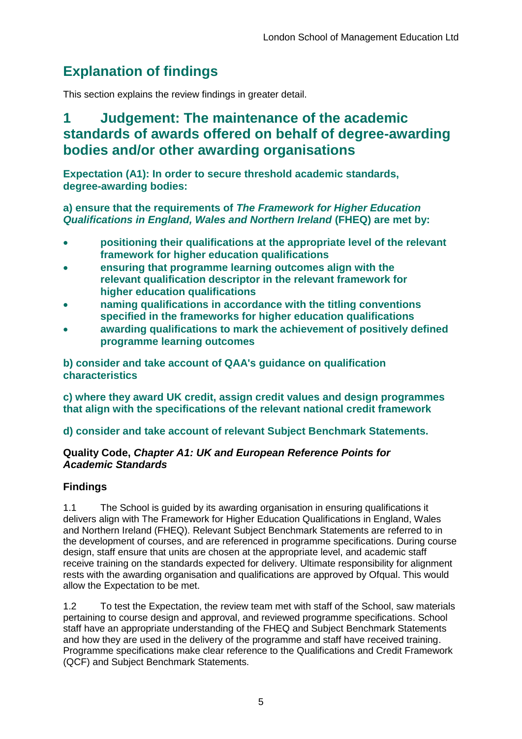## Explanation of findings

This section explains the review findings in greater detail.

## 1 Judgement: The maintenance of the academic standards of awards offered on behalf of degree-awarding bodies and/or other awarding organisations

**Expectation (A1): In order to secure threshold academic standards, degree-awarding bodies:**

**a) ensure that the requirements of *The Framework for Higher Education Qualifications in England, Wales and Northern Ireland* (FHEQ) are met by:**

- **positioning their qualifications at the appropriate level of the relevant framework for higher education qualifications**
- **ensuring that programme learning outcomes align with the relevant qualification descriptor in the relevant framework for higher education qualifications**
- **naming qualifications in accordance with the titling conventions specified in the frameworks for higher education qualifications**
- **awarding qualifications to mark the achievement of positively defined programme learning outcomes**

**b) consider and take account of QAA's guidance on qualification characteristics**

**c) where they award UK credit, assign credit values and design programmes that align with the specifications of the relevant national credit framework**

**d) consider and take account of relevant Subject Benchmark Statements.**

**Quality Code, *Chapter A1: UK and European Reference Points for Academic Standards***

### Findings

1.1 The School is guided by its awarding organisation in ensuring qualifications it delivers align with The Framework for Higher Education Qualifications in England, Wales and Northern Ireland (FHEQ). Relevant Subject Benchmark Statements are referred to in the development of courses, and are referenced in programme specifications. During course design, staff ensure that units are chosen at the appropriate level, and academic staff receive training on the standards expected for delivery. Ultimate responsibility for alignment rests with the awarding organisation and qualifications are approved by Ofqual. This would allow the Expectation to be met.

1.2 To test the Expectation, the review team met with staff of the School, saw materials pertaining to course design and approval, and reviewed programme specifications. School staff have an appropriate understanding of the FHEQ and Subject Benchmark Statements and how they are used in the delivery of the programme and staff have received training. Programme specifications make clear reference to the Qualifications and Credit Framework (QCF) and Subject Benchmark Statements.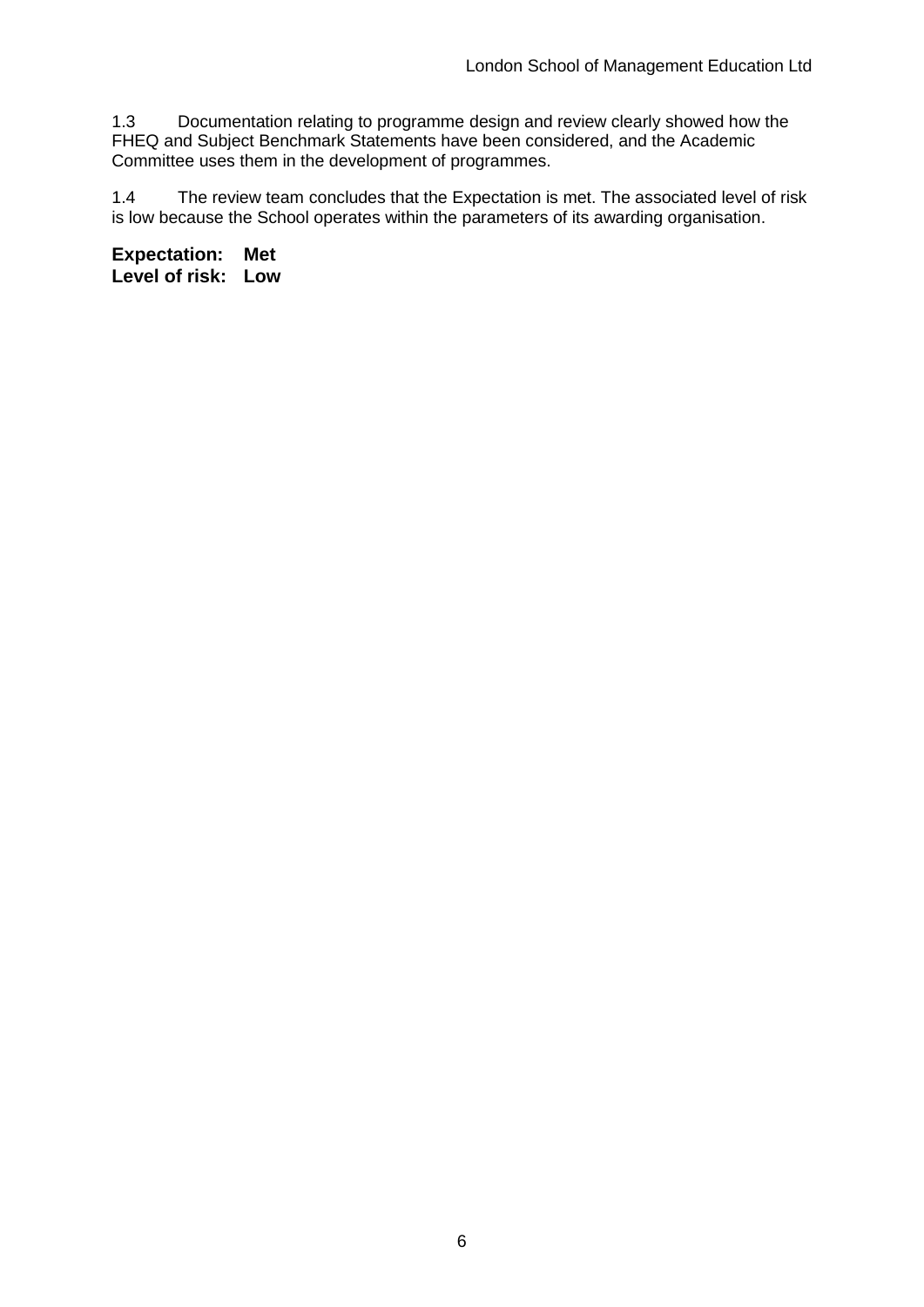1.3 Documentation relating to programme design and review clearly showed how the FHEQ and Subject Benchmark Statements have been considered, and the Academic Committee uses them in the development of programmes.

1.4 The review team concludes that the Expectation is met. The associated level of risk is low because the School operates within the parameters of its awarding organisation.

**Expectation: Met**
**Level of risk: Low**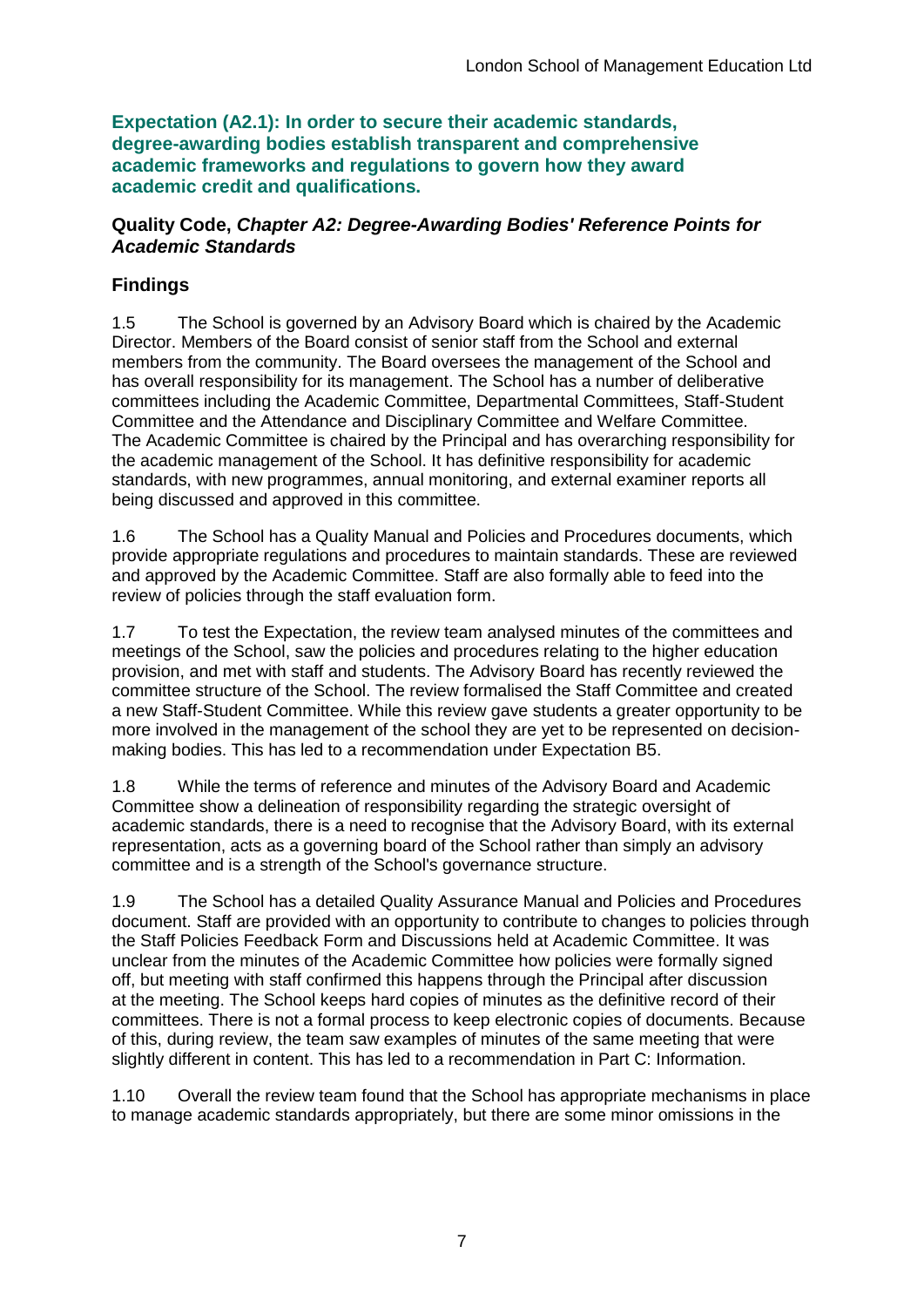**Expectation (A2.1): In order to secure their academic standards, degree-awarding bodies establish transparent and comprehensive academic frameworks and regulations to govern how they award academic credit and qualifications.**

**Quality Code, *Chapter A2: Degree-Awarding Bodies' Reference Points for Academic Standards***

## Findings

1.5 The School is governed by an Advisory Board which is chaired by the Academic Director. Members of the Board consist of senior staff from the School and external members from the community. The Board oversees the management of the School and has overall responsibility for its management. The School has a number of deliberative committees including the Academic Committee, Departmental Committees, Staff-Student Committee and the Attendance and Disciplinary Committee and Welfare Committee. The Academic Committee is chaired by the Principal and has overarching responsibility for the academic management of the School. It has definitive responsibility for academic standards, with new programmes, annual monitoring, and external examiner reports all being discussed and approved in this committee.

1.6 The School has a Quality Manual and Policies and Procedures documents, which provide appropriate regulations and procedures to maintain standards. These are reviewed and approved by the Academic Committee. Staff are also formally able to feed into the review of policies through the staff evaluation form.

1.7 To test the Expectation, the review team analysed minutes of the committees and meetings of the School, saw the policies and procedures relating to the higher education provision, and met with staff and students. The Advisory Board has recently reviewed the committee structure of the School. The review formalised the Staff Committee and created a new Staff-Student Committee. While this review gave students a greater opportunity to be more involved in the management of the school they are yet to be represented on decision-making bodies. This has led to a recommendation under Expectation B5.

1.8 While the terms of reference and minutes of the Advisory Board and Academic Committee show a delineation of responsibility regarding the strategic oversight of academic standards, there is a need to recognise that the Advisory Board, with its external representation, acts as a governing board of the School rather than simply an advisory committee and is a strength of the School's governance structure.

1.9 The School has a detailed Quality Assurance Manual and Policies and Procedures document. Staff are provided with an opportunity to contribute to changes to policies through the Staff Policies Feedback Form and Discussions held at Academic Committee. It was unclear from the minutes of the Academic Committee how policies were formally signed off, but meeting with staff confirmed this happens through the Principal after discussion at the meeting. The School keeps hard copies of minutes as the definitive record of their committees. There is not a formal process to keep electronic copies of documents. Because of this, during review, the team saw examples of minutes of the same meeting that were slightly different in content. This has led to a recommendation in Part C: Information.

1.10 Overall the review team found that the School has appropriate mechanisms in place to manage academic standards appropriately, but there are some minor omissions in the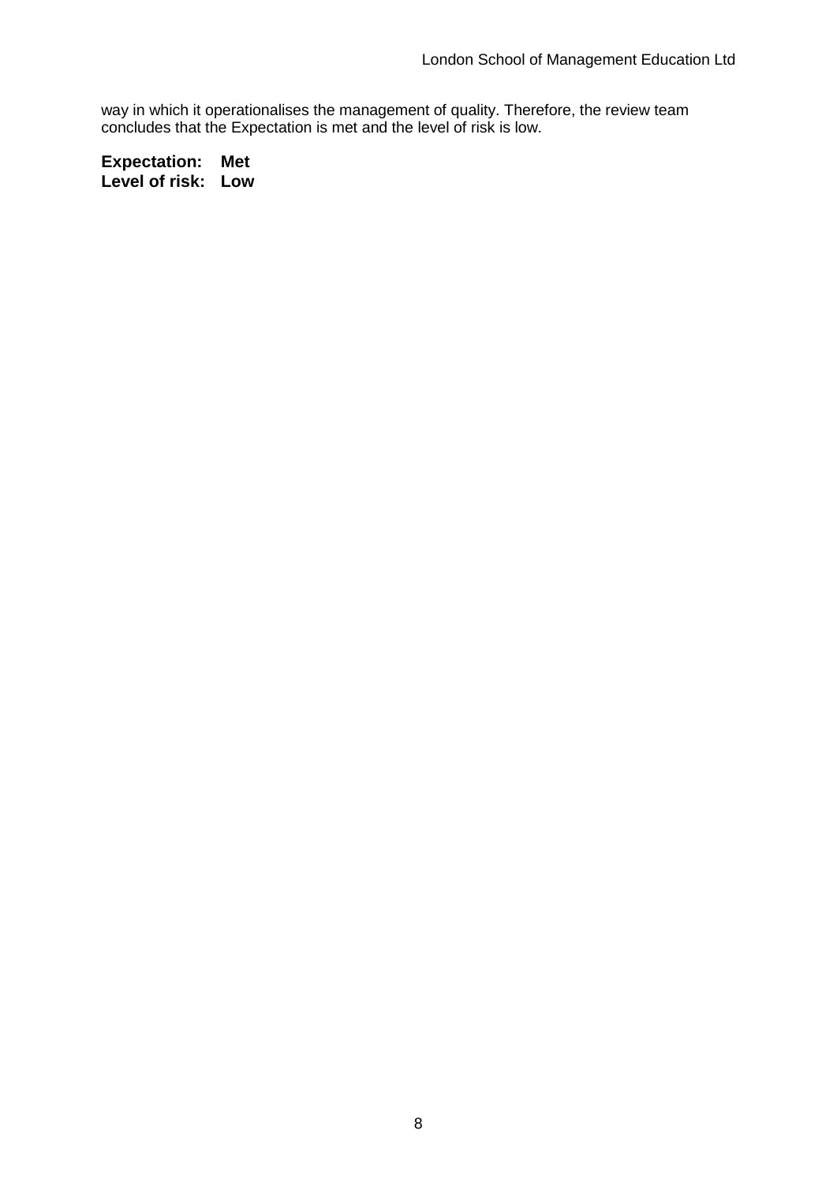way in which it operationalises the management of quality. Therefore, the review team concludes that the Expectation is met and the level of risk is low.

**Expectation: Met**
**Level of risk: Low**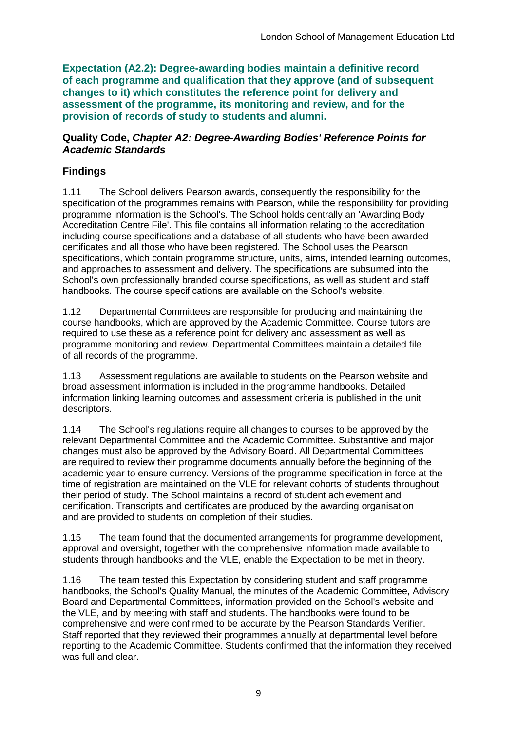**Expectation (A2.2): Degree-awarding bodies maintain a definitive record of each programme and qualification that they approve (and of subsequent changes to it) which constitutes the reference point for delivery and assessment of the programme, its monitoring and review, and for the provision of records of study to students and alumni.**

**Quality Code, *Chapter A2: Degree-Awarding Bodies' Reference Points for Academic Standards***

## Findings

1.11 The School delivers Pearson awards, consequently the responsibility for the specification of the programmes remains with Pearson, while the responsibility for providing programme information is the School's. The School holds centrally an 'Awarding Body Accreditation Centre File'. This file contains all information relating to the accreditation including course specifications and a database of all students who have been awarded certificates and all those who have been registered. The School uses the Pearson specifications, which contain programme structure, units, aims, intended learning outcomes, and approaches to assessment and delivery. The specifications are subsumed into the School's own professionally branded course specifications, as well as student and staff handbooks. The course specifications are available on the School's website.

1.12 Departmental Committees are responsible for producing and maintaining the course handbooks, which are approved by the Academic Committee. Course tutors are required to use these as a reference point for delivery and assessment as well as programme monitoring and review. Departmental Committees maintain a detailed file of all records of the programme.

1.13 Assessment regulations are available to students on the Pearson website and broad assessment information is included in the programme handbooks. Detailed information linking learning outcomes and assessment criteria is published in the unit descriptors.

1.14 The School's regulations require all changes to courses to be approved by the relevant Departmental Committee and the Academic Committee. Substantive and major changes must also be approved by the Advisory Board. All Departmental Committees are required to review their programme documents annually before the beginning of the academic year to ensure currency. Versions of the programme specification in force at the time of registration are maintained on the VLE for relevant cohorts of students throughout their period of study. The School maintains a record of student achievement and certification. Transcripts and certificates are produced by the awarding organisation and are provided to students on completion of their studies.

1.15 The team found that the documented arrangements for programme development, approval and oversight, together with the comprehensive information made available to students through handbooks and the VLE, enable the Expectation to be met in theory.

1.16 The team tested this Expectation by considering student and staff programme handbooks, the School's Quality Manual, the minutes of the Academic Committee, Advisory Board and Departmental Committees, information provided on the School's website and the VLE, and by meeting with staff and students. The handbooks were found to be comprehensive and were confirmed to be accurate by the Pearson Standards Verifier. Staff reported that they reviewed their programmes annually at departmental level before reporting to the Academic Committee. Students confirmed that the information they received was full and clear.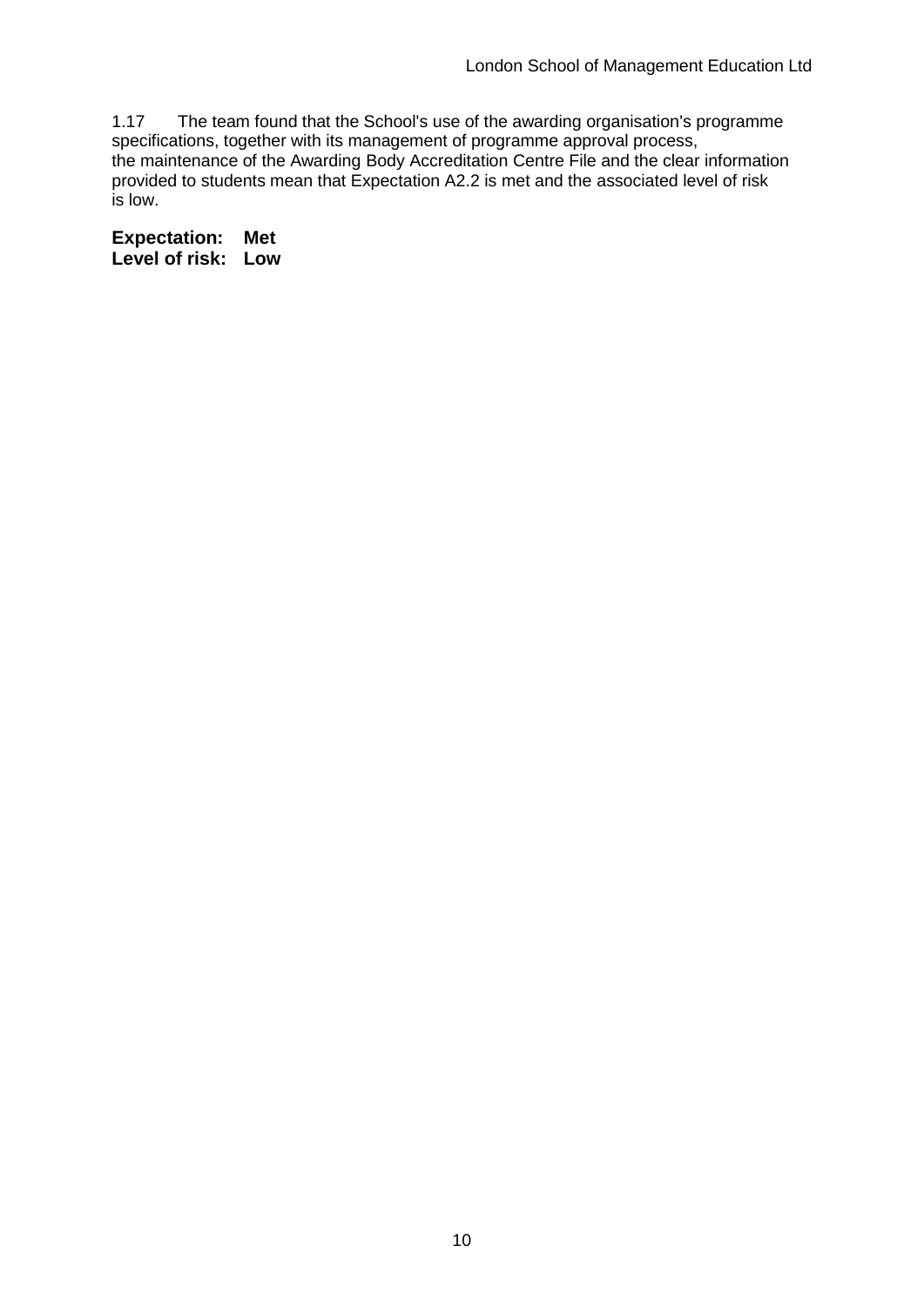1.17 The team found that the School's use of the awarding organisation's programme specifications, together with its management of programme approval process, the maintenance of the Awarding Body Accreditation Centre File and the clear information provided to students mean that Expectation A2.2 is met and the associated level of risk is low.

**Expectation: Met**
**Level of risk: Low**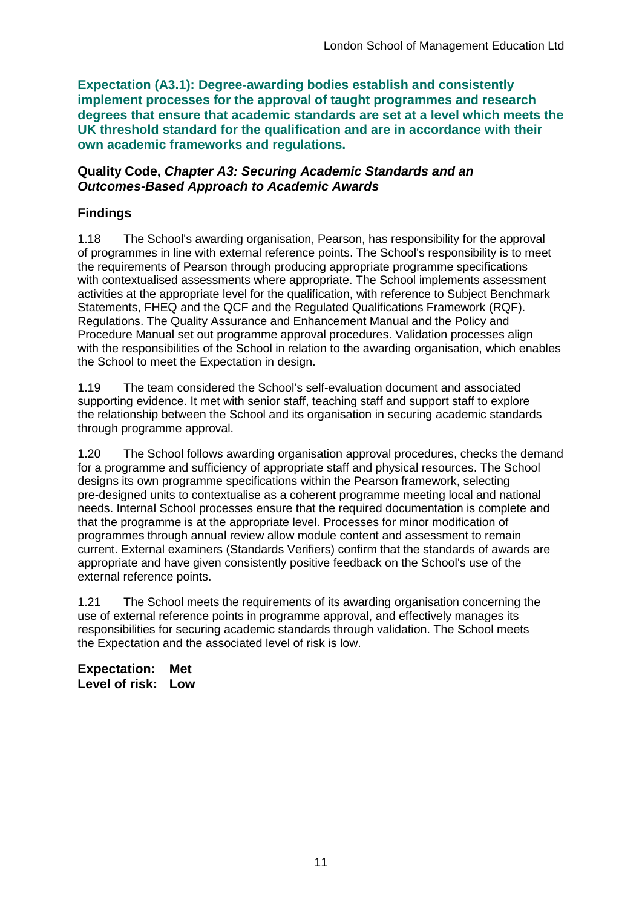**Expectation (A3.1): Degree-awarding bodies establish and consistently implement processes for the approval of taught programmes and research degrees that ensure that academic standards are set at a level which meets the UK threshold standard for the qualification and are in accordance with their own academic frameworks and regulations.**

**Quality Code, *Chapter A3: Securing Academic Standards and an Outcomes-Based Approach to Academic Awards***

## Findings

1.18 The School's awarding organisation, Pearson, has responsibility for the approval of programmes in line with external reference points. The School's responsibility is to meet the requirements of Pearson through producing appropriate programme specifications with contextualised assessments where appropriate. The School implements assessment activities at the appropriate level for the qualification, with reference to Subject Benchmark Statements, FHEQ and the QCF and the Regulated Qualifications Framework (RQF). Regulations. The Quality Assurance and Enhancement Manual and the Policy and Procedure Manual set out programme approval procedures. Validation processes align with the responsibilities of the School in relation to the awarding organisation, which enables the School to meet the Expectation in design.

1.19 The team considered the School's self-evaluation document and associated supporting evidence. It met with senior staff, teaching staff and support staff to explore the relationship between the School and its organisation in securing academic standards through programme approval.

1.20 The School follows awarding organisation approval procedures, checks the demand for a programme and sufficiency of appropriate staff and physical resources. The School designs its own programme specifications within the Pearson framework, selecting pre-designed units to contextualise as a coherent programme meeting local and national needs. Internal School processes ensure that the required documentation is complete and that the programme is at the appropriate level. Processes for minor modification of programmes through annual review allow module content and assessment to remain current. External examiners (Standards Verifiers) confirm that the standards of awards are appropriate and have given consistently positive feedback on the School's use of the external reference points.

1.21 The School meets the requirements of its awarding organisation concerning the use of external reference points in programme approval, and effectively manages its responsibilities for securing academic standards through validation. The School meets the Expectation and the associated level of risk is low.

**Expectation: Met**
**Level of risk: Low**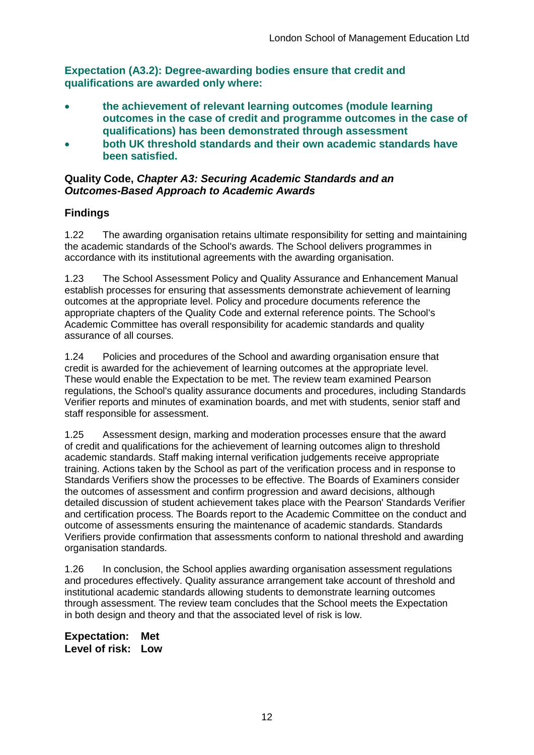**Expectation (A3.2): Degree-awarding bodies ensure that credit and qualifications are awarded only where:**

- **the achievement of relevant learning outcomes (module learning outcomes in the case of credit and programme outcomes in the case of qualifications) has been demonstrated through assessment**
- **both UK threshold standards and their own academic standards have been satisfied.**

**Quality Code, *Chapter A3: Securing Academic Standards and an Outcomes-Based Approach to Academic Awards***

## Findings

1.22 The awarding organisation retains ultimate responsibility for setting and maintaining the academic standards of the School's awards. The School delivers programmes in accordance with its institutional agreements with the awarding organisation.

1.23 The School Assessment Policy and Quality Assurance and Enhancement Manual establish processes for ensuring that assessments demonstrate achievement of learning outcomes at the appropriate level. Policy and procedure documents reference the appropriate chapters of the Quality Code and external reference points. The School's Academic Committee has overall responsibility for academic standards and quality assurance of all courses.

1.24 Policies and procedures of the School and awarding organisation ensure that credit is awarded for the achievement of learning outcomes at the appropriate level. These would enable the Expectation to be met. The review team examined Pearson regulations, the School's quality assurance documents and procedures, including Standards Verifier reports and minutes of examination boards, and met with students, senior staff and staff responsible for assessment.

1.25 Assessment design, marking and moderation processes ensure that the award of credit and qualifications for the achievement of learning outcomes align to threshold academic standards. Staff making internal verification judgements receive appropriate training. Actions taken by the School as part of the verification process and in response to Standards Verifiers show the processes to be effective. The Boards of Examiners consider the outcomes of assessment and confirm progression and award decisions, although detailed discussion of student achievement takes place with the Pearson' Standards Verifier and certification process. The Boards report to the Academic Committee on the conduct and outcome of assessments ensuring the maintenance of academic standards. Standards Verifiers provide confirmation that assessments conform to national threshold and awarding organisation standards.

1.26 In conclusion, the School applies awarding organisation assessment regulations and procedures effectively. Quality assurance arrangement take account of threshold and institutional academic standards allowing students to demonstrate learning outcomes through assessment. The review team concludes that the School meets the Expectation in both design and theory and that the associated level of risk is low.

**Expectation: Met**
**Level of risk: Low**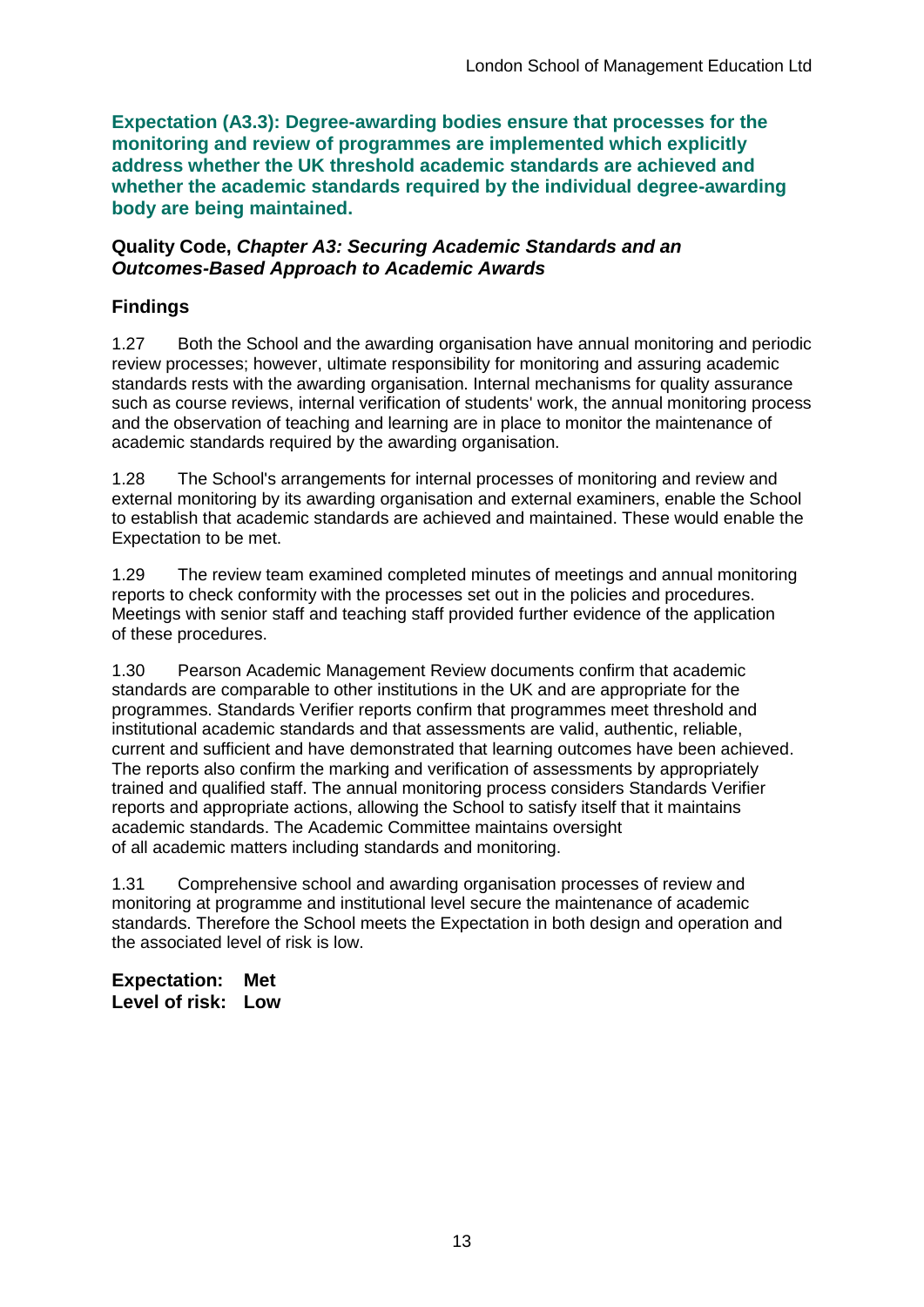**Expectation (A3.3): Degree-awarding bodies ensure that processes for the monitoring and review of programmes are implemented which explicitly address whether the UK threshold academic standards are achieved and whether the academic standards required by the individual degree-awarding body are being maintained.**

**Quality Code, *Chapter A3: Securing Academic Standards and an Outcomes-Based Approach to Academic Awards***

## Findings

1.27 Both the School and the awarding organisation have annual monitoring and periodic review processes; however, ultimate responsibility for monitoring and assuring academic standards rests with the awarding organisation. Internal mechanisms for quality assurance such as course reviews, internal verification of students' work, the annual monitoring process and the observation of teaching and learning are in place to monitor the maintenance of academic standards required by the awarding organisation.

1.28 The School's arrangements for internal processes of monitoring and review and external monitoring by its awarding organisation and external examiners, enable the School to establish that academic standards are achieved and maintained. These would enable the Expectation to be met.

1.29 The review team examined completed minutes of meetings and annual monitoring reports to check conformity with the processes set out in the policies and procedures. Meetings with senior staff and teaching staff provided further evidence of the application of these procedures.

1.30 Pearson Academic Management Review documents confirm that academic standards are comparable to other institutions in the UK and are appropriate for the programmes. Standards Verifier reports confirm that programmes meet threshold and institutional academic standards and that assessments are valid, authentic, reliable, current and sufficient and have demonstrated that learning outcomes have been achieved. The reports also confirm the marking and verification of assessments by appropriately trained and qualified staff. The annual monitoring process considers Standards Verifier reports and appropriate actions, allowing the School to satisfy itself that it maintains academic standards. The Academic Committee maintains oversight of all academic matters including standards and monitoring.

1.31 Comprehensive school and awarding organisation processes of review and monitoring at programme and institutional level secure the maintenance of academic standards. Therefore the School meets the Expectation in both design and operation and the associated level of risk is low.

**Expectation: Met**
**Level of risk: Low**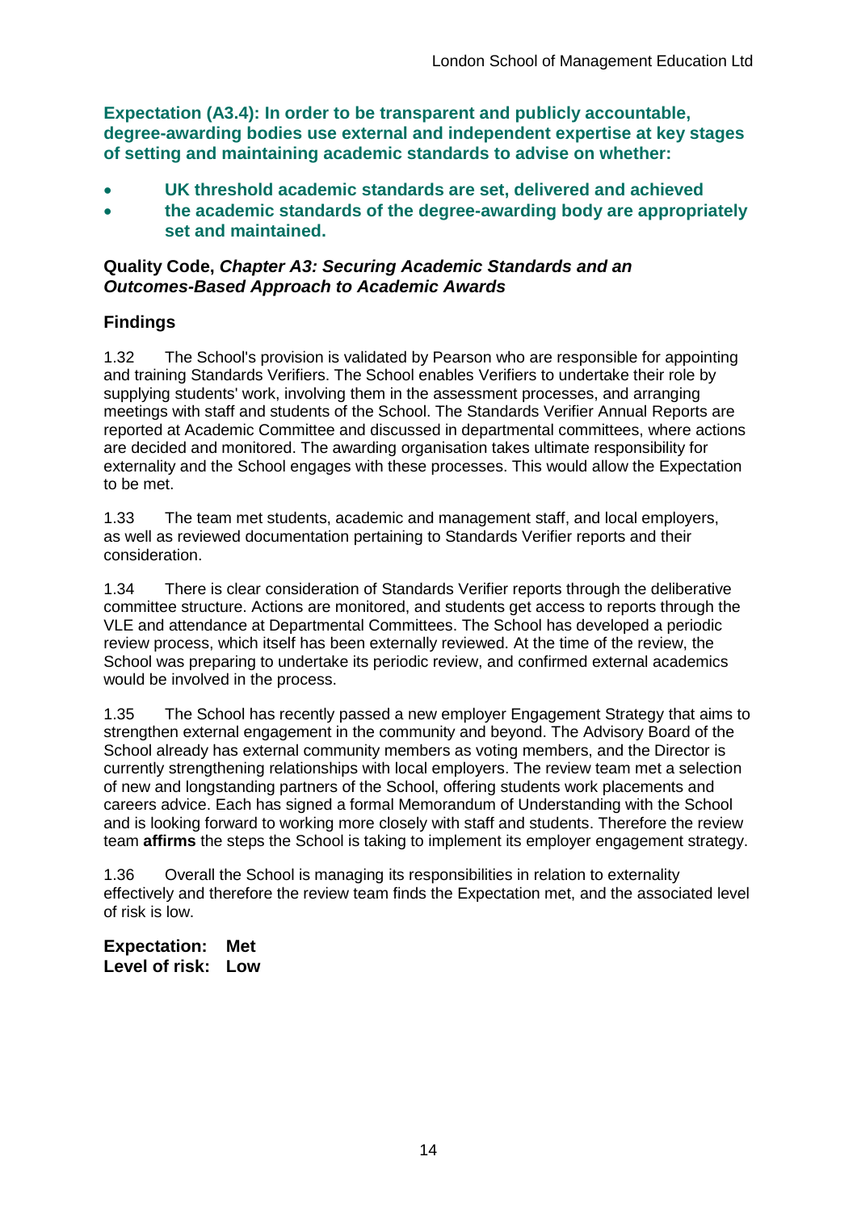**Expectation (A3.4): In order to be transparent and publicly accountable, degree-awarding bodies use external and independent expertise at key stages of setting and maintaining academic standards to advise on whether:**

- **UK threshold academic standards are set, delivered and achieved**
- **the academic standards of the degree-awarding body are appropriately set and maintained.**

**Quality Code, *Chapter A3: Securing Academic Standards and an Outcomes-Based Approach to Academic Awards***

### Findings

1.32 The School's provision is validated by Pearson who are responsible for appointing and training Standards Verifiers. The School enables Verifiers to undertake their role by supplying students' work, involving them in the assessment processes, and arranging meetings with staff and students of the School. The Standards Verifier Annual Reports are reported at Academic Committee and discussed in departmental committees, where actions are decided and monitored. The awarding organisation takes ultimate responsibility for externality and the School engages with these processes. This would allow the Expectation to be met.

1.33 The team met students, academic and management staff, and local employers, as well as reviewed documentation pertaining to Standards Verifier reports and their consideration.

1.34 There is clear consideration of Standards Verifier reports through the deliberative committee structure. Actions are monitored, and students get access to reports through the VLE and attendance at Departmental Committees. The School has developed a periodic review process, which itself has been externally reviewed. At the time of the review, the School was preparing to undertake its periodic review, and confirmed external academics would be involved in the process.

1.35 The School has recently passed a new employer Engagement Strategy that aims to strengthen external engagement in the community and beyond. The Advisory Board of the School already has external community members as voting members, and the Director is currently strengthening relationships with local employers. The review team met a selection of new and longstanding partners of the School, offering students work placements and careers advice. Each has signed a formal Memorandum of Understanding with the School and is looking forward to working more closely with staff and students. Therefore the review team **affirms** the steps the School is taking to implement its employer engagement strategy.

1.36 Overall the School is managing its responsibilities in relation to externality effectively and therefore the review team finds the Expectation met, and the associated level of risk is low.

**Expectation: Met**
**Level of risk: Low**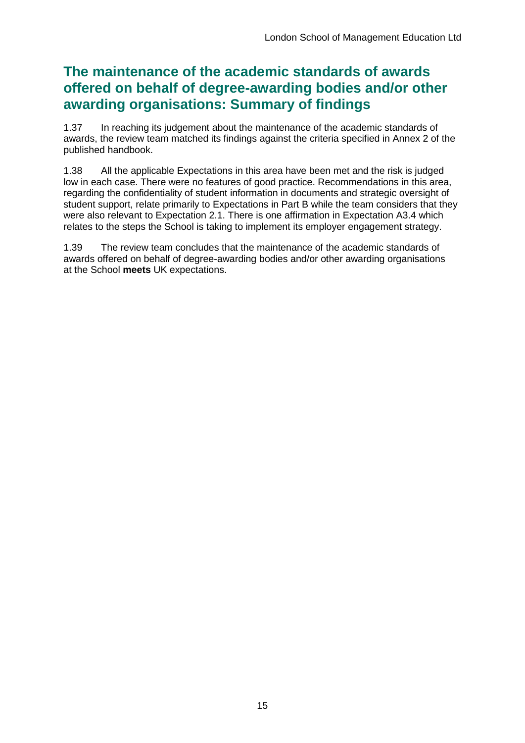## The maintenance of the academic standards of awards offered on behalf of degree-awarding bodies and/or other awarding organisations: Summary of findings

1.37 In reaching its judgement about the maintenance of the academic standards of awards, the review team matched its findings against the criteria specified in Annex 2 of the published handbook.

1.38 All the applicable Expectations in this area have been met and the risk is judged low in each case. There were no features of good practice. Recommendations in this area, regarding the confidentiality of student information in documents and strategic oversight of student support, relate primarily to Expectations in Part B while the team considers that they were also relevant to Expectation 2.1. There is one affirmation in Expectation A3.4 which relates to the steps the School is taking to implement its employer engagement strategy.

1.39 The review team concludes that the maintenance of the academic standards of awards offered on behalf of degree-awarding bodies and/or other awarding organisations at the School **meets** UK expectations.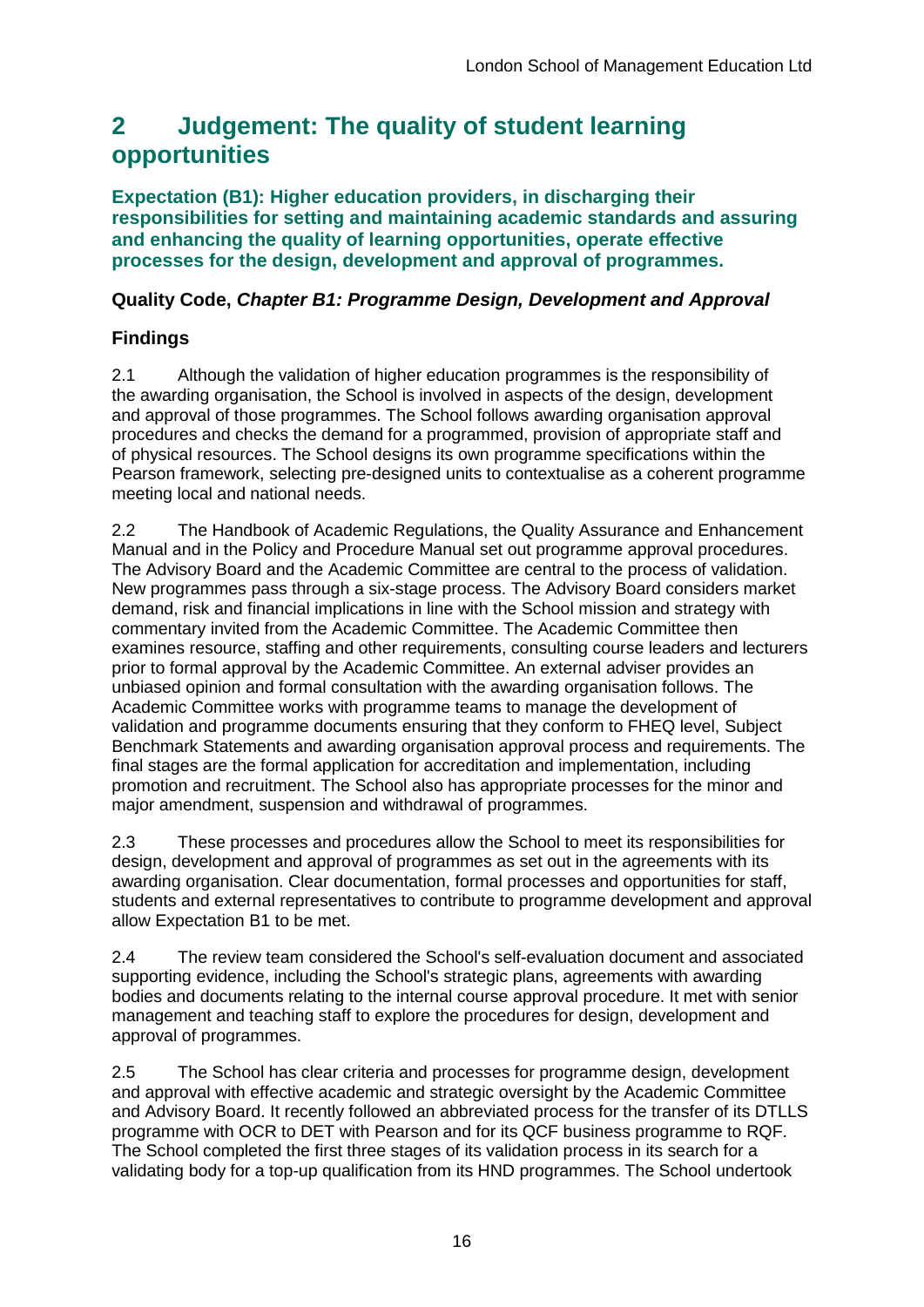## 2 Judgement: The quality of student learning opportunities

### Expectation (B1): Higher education providers, in discharging their responsibilities for setting and maintaining academic standards and assuring and enhancing the quality of learning opportunities, operate effective processes for the design, development and approval of programmes.

**Quality Code, *Chapter B1: Programme Design, Development and Approval***

### Findings

2.1 Although the validation of higher education programmes is the responsibility of the awarding organisation, the School is involved in aspects of the design, development and approval of those programmes. The School follows awarding organisation approval procedures and checks the demand for a programmed, provision of appropriate staff and of physical resources. The School designs its own programme specifications within the Pearson framework, selecting pre-designed units to contextualise as a coherent programme meeting local and national needs.

2.2 The Handbook of Academic Regulations, the Quality Assurance and Enhancement Manual and in the Policy and Procedure Manual set out programme approval procedures. The Advisory Board and the Academic Committee are central to the process of validation. New programmes pass through a six-stage process. The Advisory Board considers market demand, risk and financial implications in line with the School mission and strategy with commentary invited from the Academic Committee. The Academic Committee then examines resource, staffing and other requirements, consulting course leaders and lecturers prior to formal approval by the Academic Committee. An external adviser provides an unbiased opinion and formal consultation with the awarding organisation follows. The Academic Committee works with programme teams to manage the development of validation and programme documents ensuring that they conform to FHEQ level, Subject Benchmark Statements and awarding organisation approval process and requirements. The final stages are the formal application for accreditation and implementation, including promotion and recruitment. The School also has appropriate processes for the minor and major amendment, suspension and withdrawal of programmes.

2.3 These processes and procedures allow the School to meet its responsibilities for design, development and approval of programmes as set out in the agreements with its awarding organisation. Clear documentation, formal processes and opportunities for staff, students and external representatives to contribute to programme development and approval allow Expectation B1 to be met.

2.4 The review team considered the School's self-evaluation document and associated supporting evidence, including the School's strategic plans, agreements with awarding bodies and documents relating to the internal course approval procedure. It met with senior management and teaching staff to explore the procedures for design, development and approval of programmes.

2.5 The School has clear criteria and processes for programme design, development and approval with effective academic and strategic oversight by the Academic Committee and Advisory Board. It recently followed an abbreviated process for the transfer of its DTLLS programme with OCR to DET with Pearson and for its QCF business programme to RQF. The School completed the first three stages of its validation process in its search for a validating body for a top-up qualification from its HND programmes. The School undertook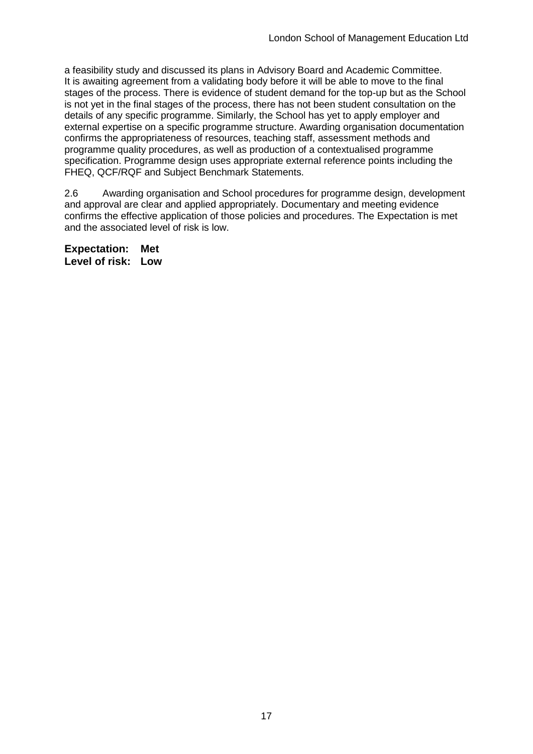a feasibility study and discussed its plans in Advisory Board and Academic Committee. It is awaiting agreement from a validating body before it will be able to move to the final stages of the process. There is evidence of student demand for the top-up but as the School is not yet in the final stages of the process, there has not been student consultation on the details of any specific programme. Similarly, the School has yet to apply employer and external expertise on a specific programme structure. Awarding organisation documentation confirms the appropriateness of resources, teaching staff, assessment methods and programme quality procedures, as well as production of a contextualised programme specification. Programme design uses appropriate external reference points including the FHEQ, QCF/RQF and Subject Benchmark Statements.

2.6 Awarding organisation and School procedures for programme design, development and approval are clear and applied appropriately. Documentary and meeting evidence confirms the effective application of those policies and procedures. The Expectation is met and the associated level of risk is low.

**Expectation: Met**
**Level of risk: Low**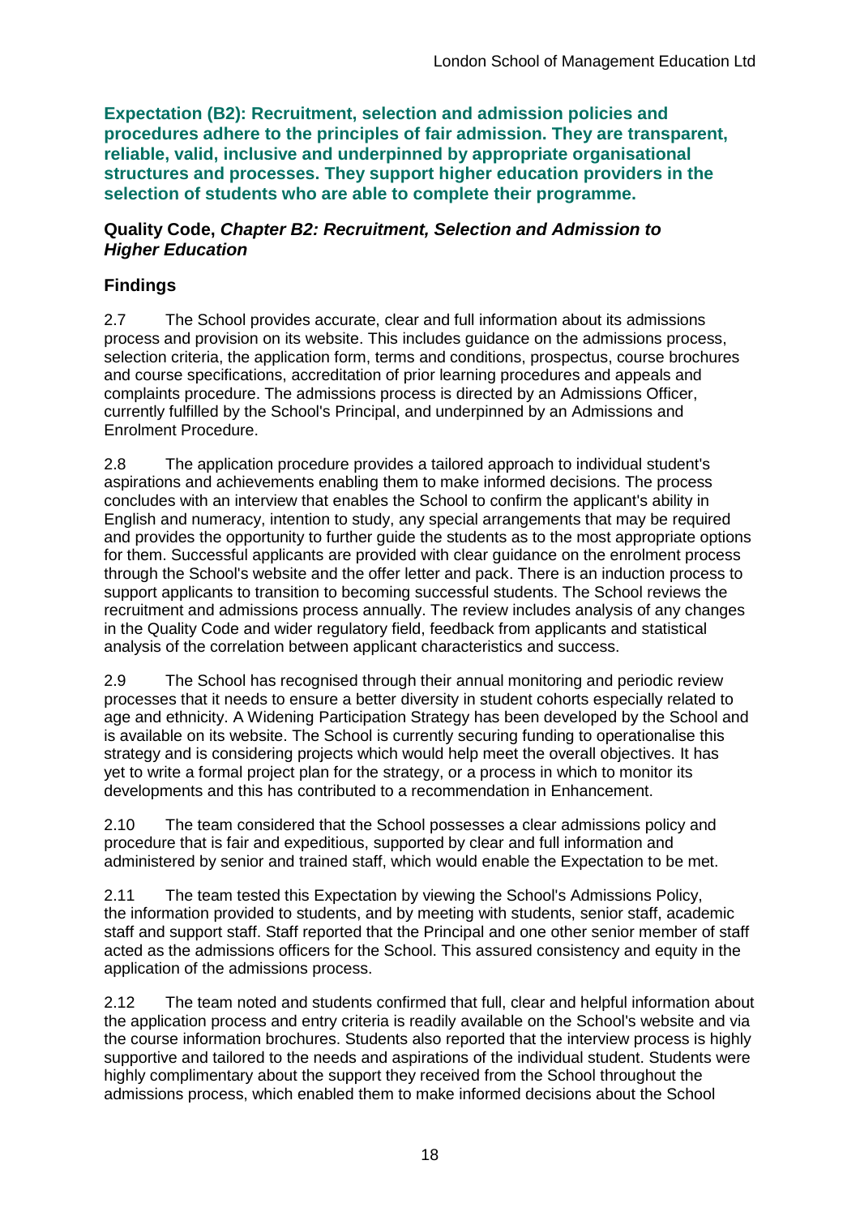**Expectation (B2): Recruitment, selection and admission policies and procedures adhere to the principles of fair admission. They are transparent, reliable, valid, inclusive and underpinned by appropriate organisational structures and processes. They support higher education providers in the selection of students who are able to complete their programme.**

**Quality Code, *Chapter B2: Recruitment, Selection and Admission to Higher Education***

## Findings

2.7 The School provides accurate, clear and full information about its admissions process and provision on its website. This includes guidance on the admissions process, selection criteria, the application form, terms and conditions, prospectus, course brochures and course specifications, accreditation of prior learning procedures and appeals and complaints procedure. The admissions process is directed by an Admissions Officer, currently fulfilled by the School's Principal, and underpinned by an Admissions and Enrolment Procedure.

2.8 The application procedure provides a tailored approach to individual student's aspirations and achievements enabling them to make informed decisions. The process concludes with an interview that enables the School to confirm the applicant's ability in English and numeracy, intention to study, any special arrangements that may be required and provides the opportunity to further guide the students as to the most appropriate options for them. Successful applicants are provided with clear guidance on the enrolment process through the School's website and the offer letter and pack. There is an induction process to support applicants to transition to becoming successful students. The School reviews the recruitment and admissions process annually. The review includes analysis of any changes in the Quality Code and wider regulatory field, feedback from applicants and statistical analysis of the correlation between applicant characteristics and success.

2.9 The School has recognised through their annual monitoring and periodic review processes that it needs to ensure a better diversity in student cohorts especially related to age and ethnicity. A Widening Participation Strategy has been developed by the School and is available on its website. The School is currently securing funding to operationalise this strategy and is considering projects which would help meet the overall objectives. It has yet to write a formal project plan for the strategy, or a process in which to monitor its developments and this has contributed to a recommendation in Enhancement.

2.10 The team considered that the School possesses a clear admissions policy and procedure that is fair and expeditious, supported by clear and full information and administered by senior and trained staff, which would enable the Expectation to be met.

2.11 The team tested this Expectation by viewing the School's Admissions Policy, the information provided to students, and by meeting with students, senior staff, academic staff and support staff. Staff reported that the Principal and one other senior member of staff acted as the admissions officers for the School. This assured consistency and equity in the application of the admissions process.

2.12 The team noted and students confirmed that full, clear and helpful information about the application process and entry criteria is readily available on the School's website and via the course information brochures. Students also reported that the interview process is highly supportive and tailored to the needs and aspirations of the individual student. Students were highly complimentary about the support they received from the School throughout the admissions process, which enabled them to make informed decisions about the School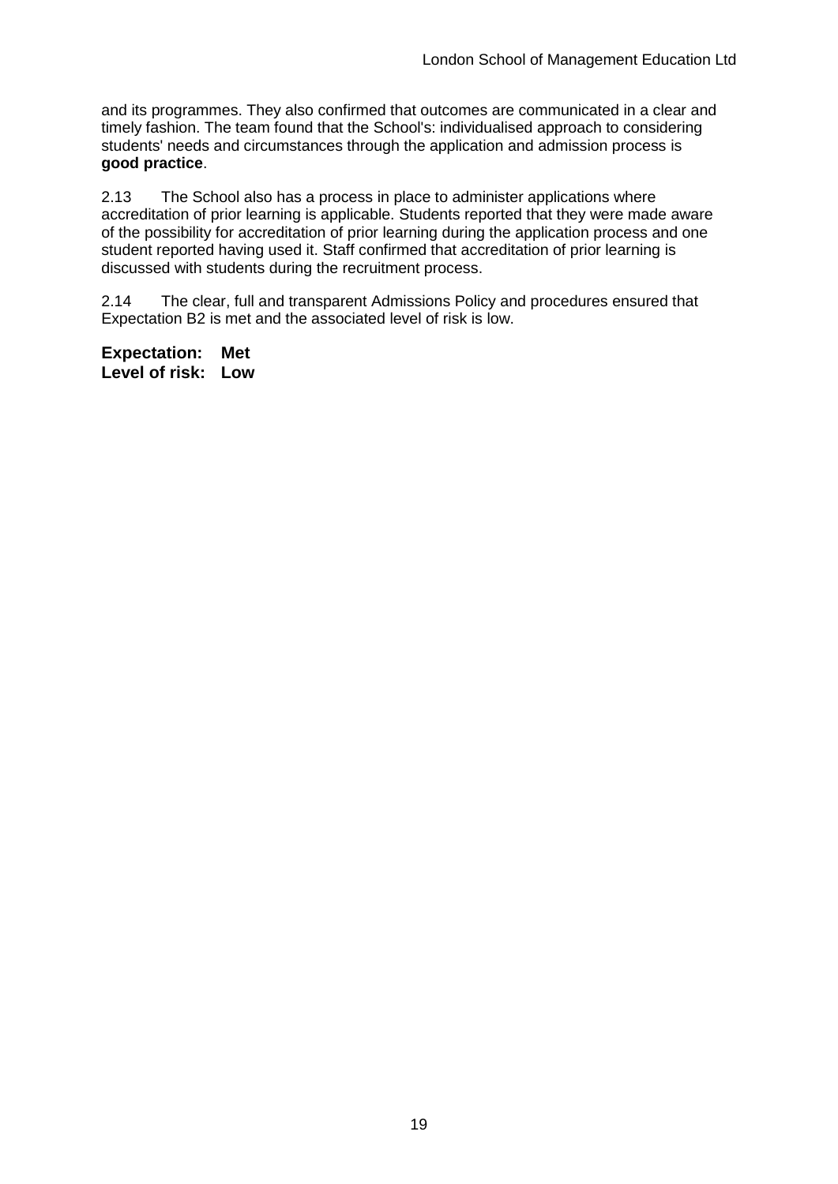and its programmes. They also confirmed that outcomes are communicated in a clear and timely fashion. The team found that the School's: individualised approach to considering students' needs and circumstances through the application and admission process is **good practice**.

2.13 The School also has a process in place to administer applications where accreditation of prior learning is applicable. Students reported that they were made aware of the possibility for accreditation of prior learning during the application process and one student reported having used it. Staff confirmed that accreditation of prior learning is discussed with students during the recruitment process.

2.14 The clear, full and transparent Admissions Policy and procedures ensured that Expectation B2 is met and the associated level of risk is low.

**Expectation: Met**
**Level of risk: Low**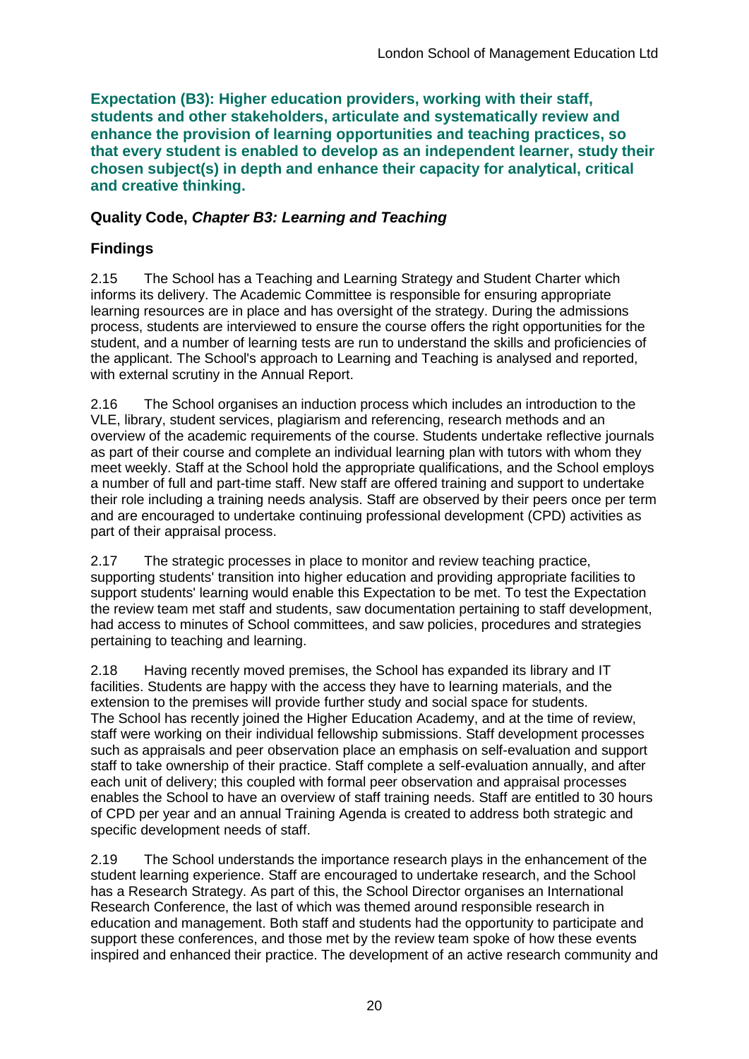**Expectation (B3): Higher education providers, working with their staff, students and other stakeholders, articulate and systematically review and enhance the provision of learning opportunities and teaching practices, so that every student is enabled to develop as an independent learner, study their chosen subject(s) in depth and enhance their capacity for analytical, critical and creative thinking.**

### Quality Code, *Chapter B3: Learning and Teaching*

### Findings

2.15 The School has a Teaching and Learning Strategy and Student Charter which informs its delivery. The Academic Committee is responsible for ensuring appropriate learning resources are in place and has oversight of the strategy. During the admissions process, students are interviewed to ensure the course offers the right opportunities for the student, and a number of learning tests are run to understand the skills and proficiencies of the applicant. The School's approach to Learning and Teaching is analysed and reported, with external scrutiny in the Annual Report.

2.16 The School organises an induction process which includes an introduction to the VLE, library, student services, plagiarism and referencing, research methods and an overview of the academic requirements of the course. Students undertake reflective journals as part of their course and complete an individual learning plan with tutors with whom they meet weekly. Staff at the School hold the appropriate qualifications, and the School employs a number of full and part-time staff. New staff are offered training and support to undertake their role including a training needs analysis. Staff are observed by their peers once per term and are encouraged to undertake continuing professional development (CPD) activities as part of their appraisal process.

2.17 The strategic processes in place to monitor and review teaching practice, supporting students' transition into higher education and providing appropriate facilities to support students' learning would enable this Expectation to be met. To test the Expectation the review team met staff and students, saw documentation pertaining to staff development, had access to minutes of School committees, and saw policies, procedures and strategies pertaining to teaching and learning.

2.18 Having recently moved premises, the School has expanded its library and IT facilities. Students are happy with the access they have to learning materials, and the extension to the premises will provide further study and social space for students. The School has recently joined the Higher Education Academy, and at the time of review, staff were working on their individual fellowship submissions. Staff development processes such as appraisals and peer observation place an emphasis on self-evaluation and support staff to take ownership of their practice. Staff complete a self-evaluation annually, and after each unit of delivery; this coupled with formal peer observation and appraisal processes enables the School to have an overview of staff training needs. Staff are entitled to 30 hours of CPD per year and an annual Training Agenda is created to address both strategic and specific development needs of staff.

2.19 The School understands the importance research plays in the enhancement of the student learning experience. Staff are encouraged to undertake research, and the School has a Research Strategy. As part of this, the School Director organises an International Research Conference, the last of which was themed around responsible research in education and management. Both staff and students had the opportunity to participate and support these conferences, and those met by the review team spoke of how these events inspired and enhanced their practice. The development of an active research community and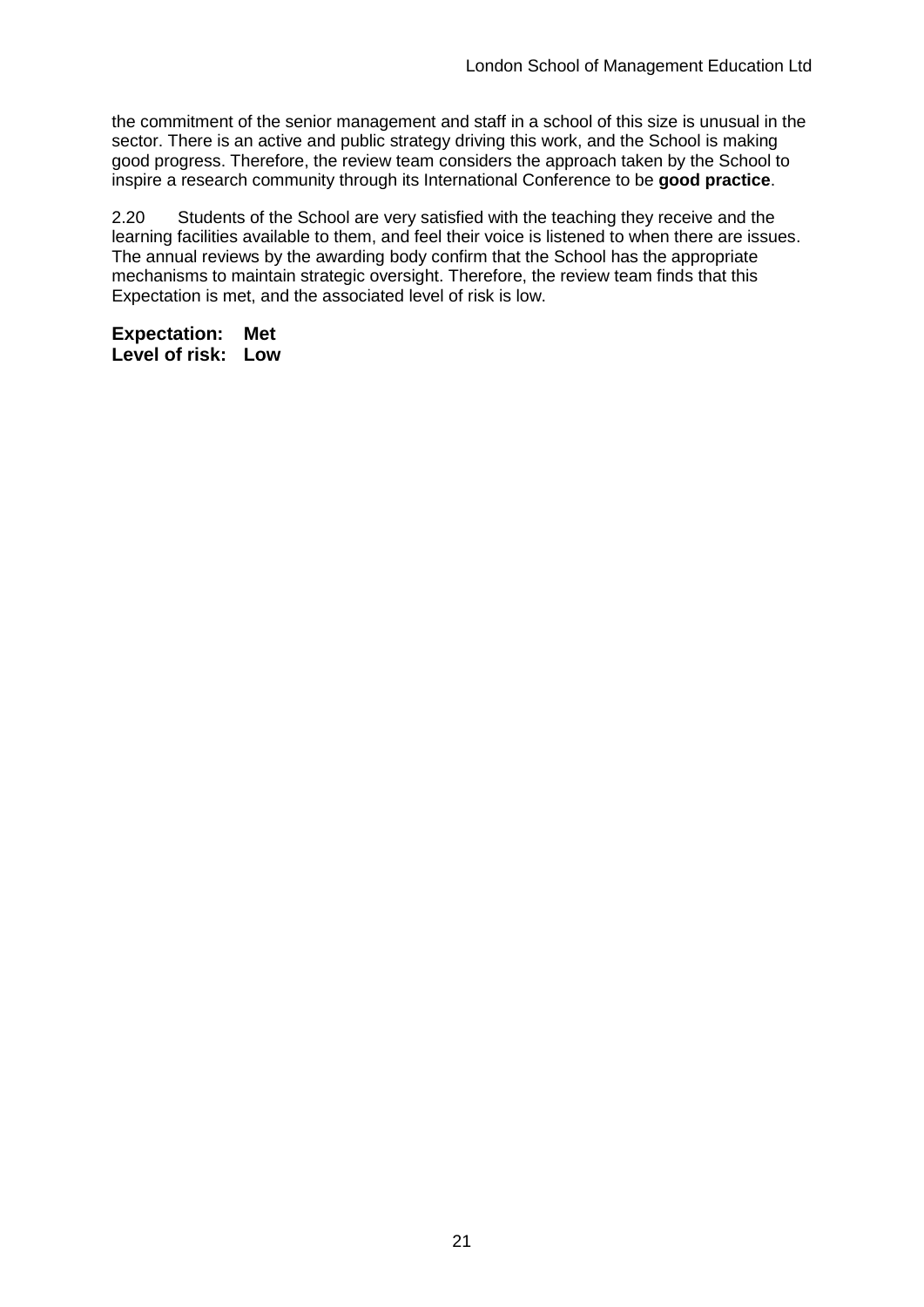the commitment of the senior management and staff in a school of this size is unusual in the sector. There is an active and public strategy driving this work, and the School is making good progress. Therefore, the review team considers the approach taken by the School to inspire a research community through its International Conference to be **good practice**.

2.20 Students of the School are very satisfied with the teaching they receive and the learning facilities available to them, and feel their voice is listened to when there are issues. The annual reviews by the awarding body confirm that the School has the appropriate mechanisms to maintain strategic oversight. Therefore, the review team finds that this Expectation is met, and the associated level of risk is low.

**Expectation: Met**
**Level of risk: Low**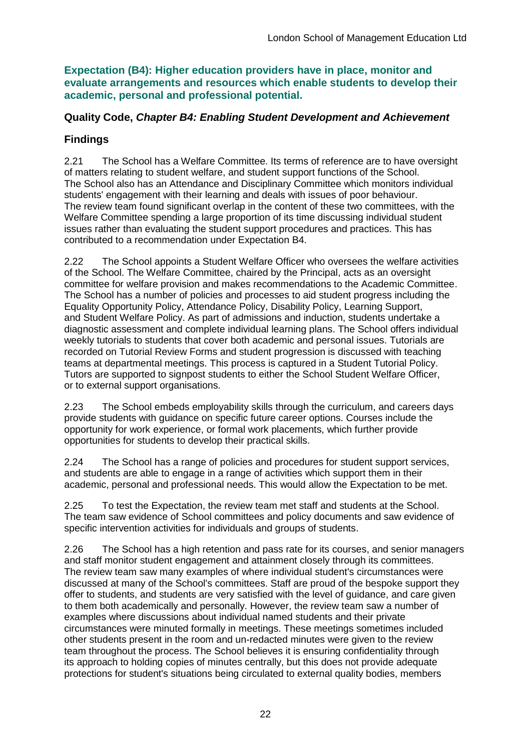**Expectation (B4): Higher education providers have in place, monitor and evaluate arrangements and resources which enable students to develop their academic, personal and professional potential.**

## Quality Code, *Chapter B4: Enabling Student Development and Achievement*

## Findings

2.21 The School has a Welfare Committee. Its terms of reference are to have oversight of matters relating to student welfare, and student support functions of the School. The School also has an Attendance and Disciplinary Committee which monitors individual students' engagement with their learning and deals with issues of poor behaviour. The review team found significant overlap in the content of these two committees, with the Welfare Committee spending a large proportion of its time discussing individual student issues rather than evaluating the student support procedures and practices. This has contributed to a recommendation under Expectation B4.

2.22 The School appoints a Student Welfare Officer who oversees the welfare activities of the School. The Welfare Committee, chaired by the Principal, acts as an oversight committee for welfare provision and makes recommendations to the Academic Committee. The School has a number of policies and processes to aid student progress including the Equality Opportunity Policy, Attendance Policy, Disability Policy, Learning Support, and Student Welfare Policy. As part of admissions and induction, students undertake a diagnostic assessment and complete individual learning plans. The School offers individual weekly tutorials to students that cover both academic and personal issues. Tutorials are recorded on Tutorial Review Forms and student progression is discussed with teaching teams at departmental meetings. This process is captured in a Student Tutorial Policy. Tutors are supported to signpost students to either the School Student Welfare Officer, or to external support organisations.

2.23 The School embeds employability skills through the curriculum, and careers days provide students with guidance on specific future career options. Courses include the opportunity for work experience, or formal work placements, which further provide opportunities for students to develop their practical skills.

2.24 The School has a range of policies and procedures for student support services, and students are able to engage in a range of activities which support them in their academic, personal and professional needs. This would allow the Expectation to be met.

2.25 To test the Expectation, the review team met staff and students at the School. The team saw evidence of School committees and policy documents and saw evidence of specific intervention activities for individuals and groups of students.

2.26 The School has a high retention and pass rate for its courses, and senior managers and staff monitor student engagement and attainment closely through its committees. The review team saw many examples of where individual student's circumstances were discussed at many of the School's committees. Staff are proud of the bespoke support they offer to students, and students are very satisfied with the level of guidance, and care given to them both academically and personally. However, the review team saw a number of examples where discussions about individual named students and their private circumstances were minuted formally in meetings. These meetings sometimes included other students present in the room and un-redacted minutes were given to the review team throughout the process. The School believes it is ensuring confidentiality through its approach to holding copies of minutes centrally, but this does not provide adequate protections for student's situations being circulated to external quality bodies, members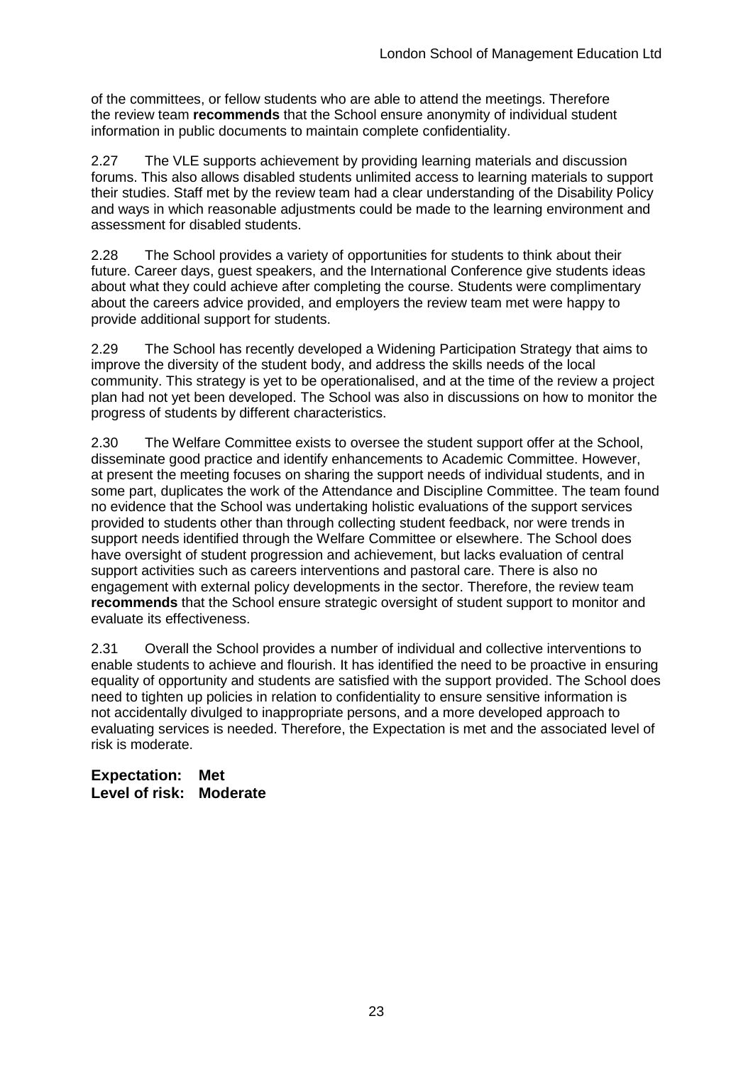of the committees, or fellow students who are able to attend the meetings. Therefore the review team **recommends** that the School ensure anonymity of individual student information in public documents to maintain complete confidentiality.

2.27 The VLE supports achievement by providing learning materials and discussion forums. This also allows disabled students unlimited access to learning materials to support their studies. Staff met by the review team had a clear understanding of the Disability Policy and ways in which reasonable adjustments could be made to the learning environment and assessment for disabled students.

2.28 The School provides a variety of opportunities for students to think about their future. Career days, guest speakers, and the International Conference give students ideas about what they could achieve after completing the course. Students were complimentary about the careers advice provided, and employers the review team met were happy to provide additional support for students.

2.29 The School has recently developed a Widening Participation Strategy that aims to improve the diversity of the student body, and address the skills needs of the local community. This strategy is yet to be operationalised, and at the time of the review a project plan had not yet been developed. The School was also in discussions on how to monitor the progress of students by different characteristics.

2.30 The Welfare Committee exists to oversee the student support offer at the School, disseminate good practice and identify enhancements to Academic Committee. However, at present the meeting focuses on sharing the support needs of individual students, and in some part, duplicates the work of the Attendance and Discipline Committee. The team found no evidence that the School was undertaking holistic evaluations of the support services provided to students other than through collecting student feedback, nor were trends in support needs identified through the Welfare Committee or elsewhere. The School does have oversight of student progression and achievement, but lacks evaluation of central support activities such as careers interventions and pastoral care. There is also no engagement with external policy developments in the sector. Therefore, the review team **recommends** that the School ensure strategic oversight of student support to monitor and evaluate its effectiveness.

2.31 Overall the School provides a number of individual and collective interventions to enable students to achieve and flourish. It has identified the need to be proactive in ensuring equality of opportunity and students are satisfied with the support provided. The School does need to tighten up policies in relation to confidentiality to ensure sensitive information is not accidentally divulged to inappropriate persons, and a more developed approach to evaluating services is needed. Therefore, the Expectation is met and the associated level of risk is moderate.

**Expectation: Met**
**Level of risk: Moderate**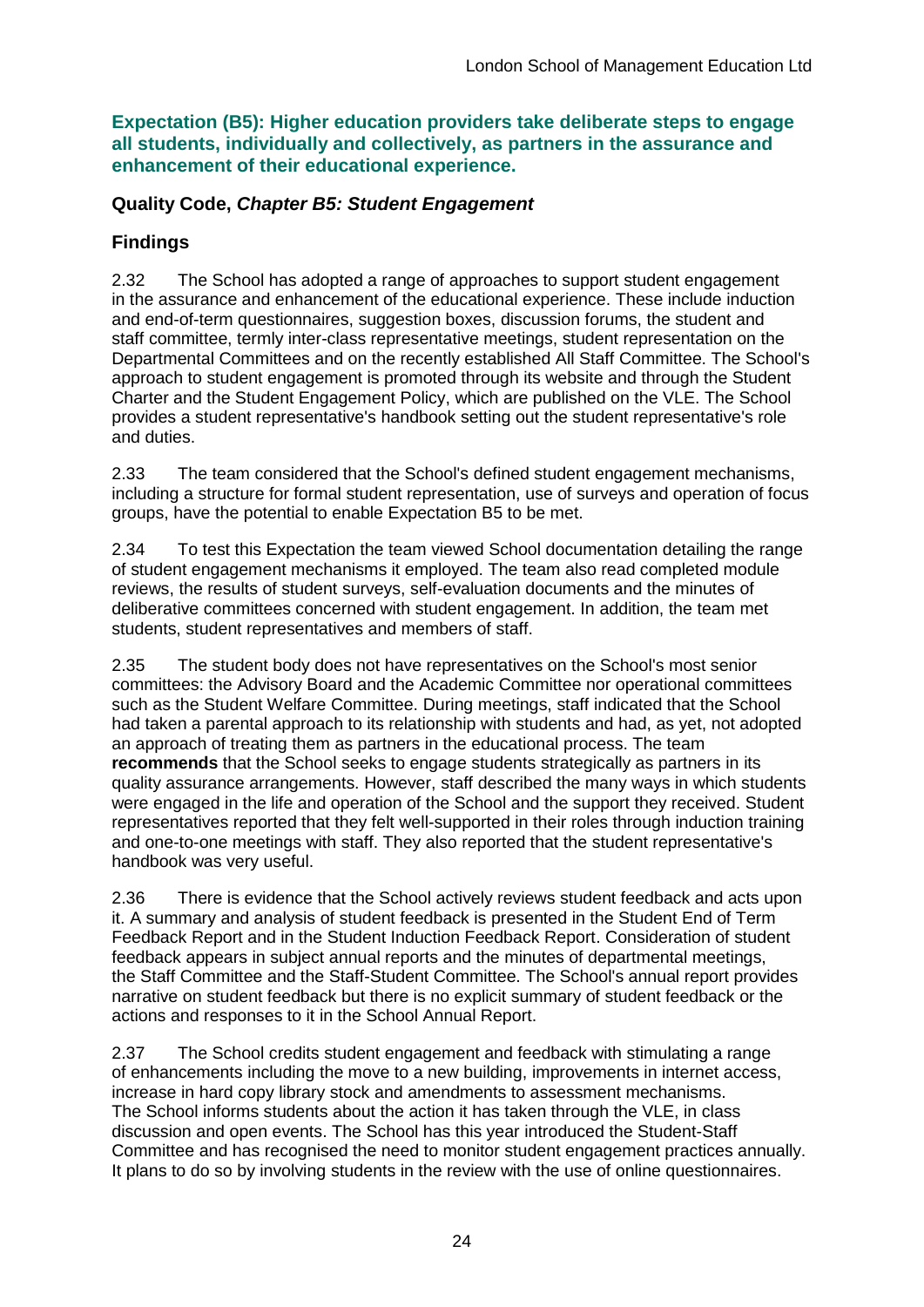**Expectation (B5): Higher education providers take deliberate steps to engage all students, individually and collectively, as partners in the assurance and enhancement of their educational experience.**

### Quality Code, *Chapter B5: Student Engagement*

### Findings

2.32 The School has adopted a range of approaches to support student engagement in the assurance and enhancement of the educational experience. These include induction and end-of-term questionnaires, suggestion boxes, discussion forums, the student and staff committee, termly inter-class representative meetings, student representation on the Departmental Committees and on the recently established All Staff Committee. The School's approach to student engagement is promoted through its website and through the Student Charter and the Student Engagement Policy, which are published on the VLE. The School provides a student representative's handbook setting out the student representative's role and duties.

2.33 The team considered that the School's defined student engagement mechanisms, including a structure for formal student representation, use of surveys and operation of focus groups, have the potential to enable Expectation B5 to be met.

2.34 To test this Expectation the team viewed School documentation detailing the range of student engagement mechanisms it employed. The team also read completed module reviews, the results of student surveys, self-evaluation documents and the minutes of deliberative committees concerned with student engagement. In addition, the team met students, student representatives and members of staff.

2.35 The student body does not have representatives on the School's most senior committees: the Advisory Board and the Academic Committee nor operational committees such as the Student Welfare Committee. During meetings, staff indicated that the School had taken a parental approach to its relationship with students and had, as yet, not adopted an approach of treating them as partners in the educational process. The team **recommends** that the School seeks to engage students strategically as partners in its quality assurance arrangements. However, staff described the many ways in which students were engaged in the life and operation of the School and the support they received. Student representatives reported that they felt well-supported in their roles through induction training and one-to-one meetings with staff. They also reported that the student representative's handbook was very useful.

2.36 There is evidence that the School actively reviews student feedback and acts upon it. A summary and analysis of student feedback is presented in the Student End of Term Feedback Report and in the Student Induction Feedback Report. Consideration of student feedback appears in subject annual reports and the minutes of departmental meetings, the Staff Committee and the Staff-Student Committee. The School's annual report provides narrative on student feedback but there is no explicit summary of student feedback or the actions and responses to it in the School Annual Report.

2.37 The School credits student engagement and feedback with stimulating a range of enhancements including the move to a new building, improvements in internet access, increase in hard copy library stock and amendments to assessment mechanisms. The School informs students about the action it has taken through the VLE, in class discussion and open events. The School has this year introduced the Student-Staff Committee and has recognised the need to monitor student engagement practices annually. It plans to do so by involving students in the review with the use of online questionnaires.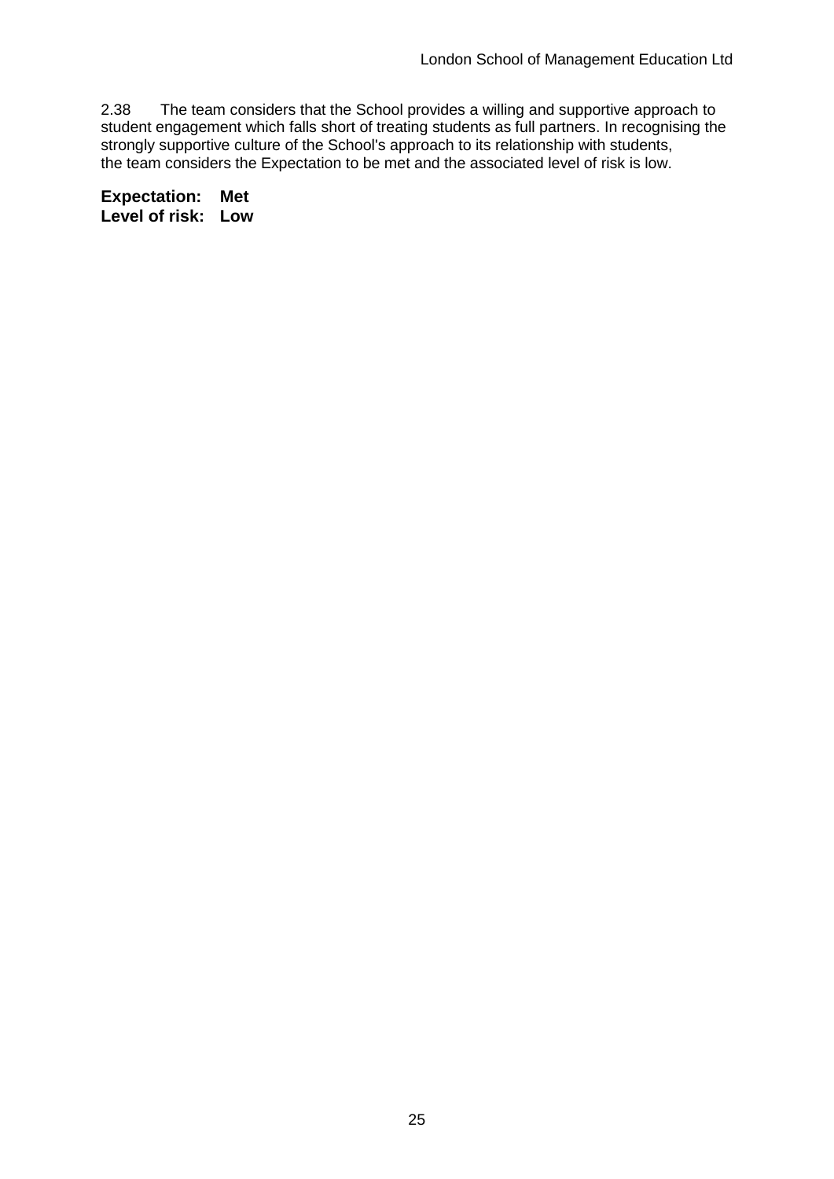2.38 The team considers that the School provides a willing and supportive approach to student engagement which falls short of treating students as full partners. In recognising the strongly supportive culture of the School's approach to its relationship with students, the team considers the Expectation to be met and the associated level of risk is low.

**Expectation: Met**
**Level of risk: Low**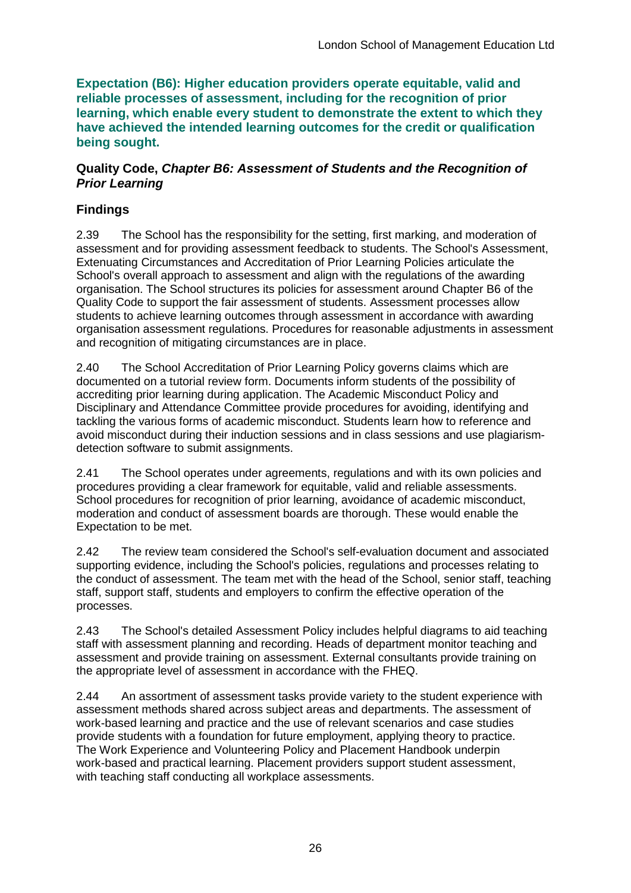**Expectation (B6): Higher education providers operate equitable, valid and reliable processes of assessment, including for the recognition of prior learning, which enable every student to demonstrate the extent to which they have achieved the intended learning outcomes for the credit or qualification being sought.**

**Quality Code, *Chapter B6: Assessment of Students and the Recognition of Prior Learning***

## Findings

2.39 The School has the responsibility for the setting, first marking, and moderation of assessment and for providing assessment feedback to students. The School's Assessment, Extenuating Circumstances and Accreditation of Prior Learning Policies articulate the School's overall approach to assessment and align with the regulations of the awarding organisation. The School structures its policies for assessment around Chapter B6 of the Quality Code to support the fair assessment of students. Assessment processes allow students to achieve learning outcomes through assessment in accordance with awarding organisation assessment regulations. Procedures for reasonable adjustments in assessment and recognition of mitigating circumstances are in place.

2.40 The School Accreditation of Prior Learning Policy governs claims which are documented on a tutorial review form. Documents inform students of the possibility of accrediting prior learning during application. The Academic Misconduct Policy and Disciplinary and Attendance Committee provide procedures for avoiding, identifying and tackling the various forms of academic misconduct. Students learn how to reference and avoid misconduct during their induction sessions and in class sessions and use plagiarism-detection software to submit assignments.

2.41 The School operates under agreements, regulations and with its own policies and procedures providing a clear framework for equitable, valid and reliable assessments. School procedures for recognition of prior learning, avoidance of academic misconduct, moderation and conduct of assessment boards are thorough. These would enable the Expectation to be met.

2.42 The review team considered the School's self-evaluation document and associated supporting evidence, including the School's policies, regulations and processes relating to the conduct of assessment. The team met with the head of the School, senior staff, teaching staff, support staff, students and employers to confirm the effective operation of the processes.

2.43 The School's detailed Assessment Policy includes helpful diagrams to aid teaching staff with assessment planning and recording. Heads of department monitor teaching and assessment and provide training on assessment. External consultants provide training on the appropriate level of assessment in accordance with the FHEQ.

2.44 An assortment of assessment tasks provide variety to the student experience with assessment methods shared across subject areas and departments. The assessment of work-based learning and practice and the use of relevant scenarios and case studies provide students with a foundation for future employment, applying theory to practice. The Work Experience and Volunteering Policy and Placement Handbook underpin work-based and practical learning. Placement providers support student assessment, with teaching staff conducting all workplace assessments.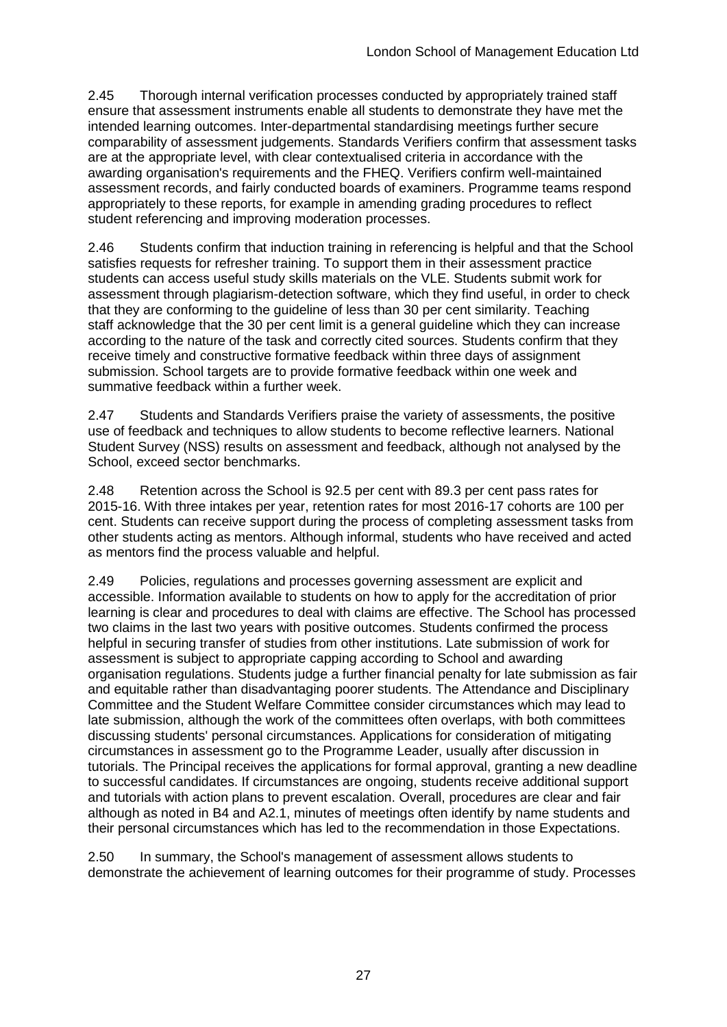2.45 Thorough internal verification processes conducted by appropriately trained staff ensure that assessment instruments enable all students to demonstrate they have met the intended learning outcomes. Inter-departmental standardising meetings further secure comparability of assessment judgements. Standards Verifiers confirm that assessment tasks are at the appropriate level, with clear contextualised criteria in accordance with the awarding organisation's requirements and the FHEQ. Verifiers confirm well-maintained assessment records, and fairly conducted boards of examiners. Programme teams respond appropriately to these reports, for example in amending grading procedures to reflect student referencing and improving moderation processes.

2.46 Students confirm that induction training in referencing is helpful and that the School satisfies requests for refresher training. To support them in their assessment practice students can access useful study skills materials on the VLE. Students submit work for assessment through plagiarism-detection software, which they find useful, in order to check that they are conforming to the guideline of less than 30 per cent similarity. Teaching staff acknowledge that the 30 per cent limit is a general guideline which they can increase according to the nature of the task and correctly cited sources. Students confirm that they receive timely and constructive formative feedback within three days of assignment submission. School targets are to provide formative feedback within one week and summative feedback within a further week.

2.47 Students and Standards Verifiers praise the variety of assessments, the positive use of feedback and techniques to allow students to become reflective learners. National Student Survey (NSS) results on assessment and feedback, although not analysed by the School, exceed sector benchmarks.

2.48 Retention across the School is 92.5 per cent with 89.3 per cent pass rates for 2015-16. With three intakes per year, retention rates for most 2016-17 cohorts are 100 per cent. Students can receive support during the process of completing assessment tasks from other students acting as mentors. Although informal, students who have received and acted as mentors find the process valuable and helpful.

2.49 Policies, regulations and processes governing assessment are explicit and accessible. Information available to students on how to apply for the accreditation of prior learning is clear and procedures to deal with claims are effective. The School has processed two claims in the last two years with positive outcomes. Students confirmed the process helpful in securing transfer of studies from other institutions. Late submission of work for assessment is subject to appropriate capping according to School and awarding organisation regulations. Students judge a further financial penalty for late submission as fair and equitable rather than disadvantaging poorer students. The Attendance and Disciplinary Committee and the Student Welfare Committee consider circumstances which may lead to late submission, although the work of the committees often overlaps, with both committees discussing students' personal circumstances. Applications for consideration of mitigating circumstances in assessment go to the Programme Leader, usually after discussion in tutorials. The Principal receives the applications for formal approval, granting a new deadline to successful candidates. If circumstances are ongoing, students receive additional support and tutorials with action plans to prevent escalation. Overall, procedures are clear and fair although as noted in B4 and A2.1, minutes of meetings often identify by name students and their personal circumstances which has led to the recommendation in those Expectations.

2.50 In summary, the School's management of assessment allows students to demonstrate the achievement of learning outcomes for their programme of study. Processes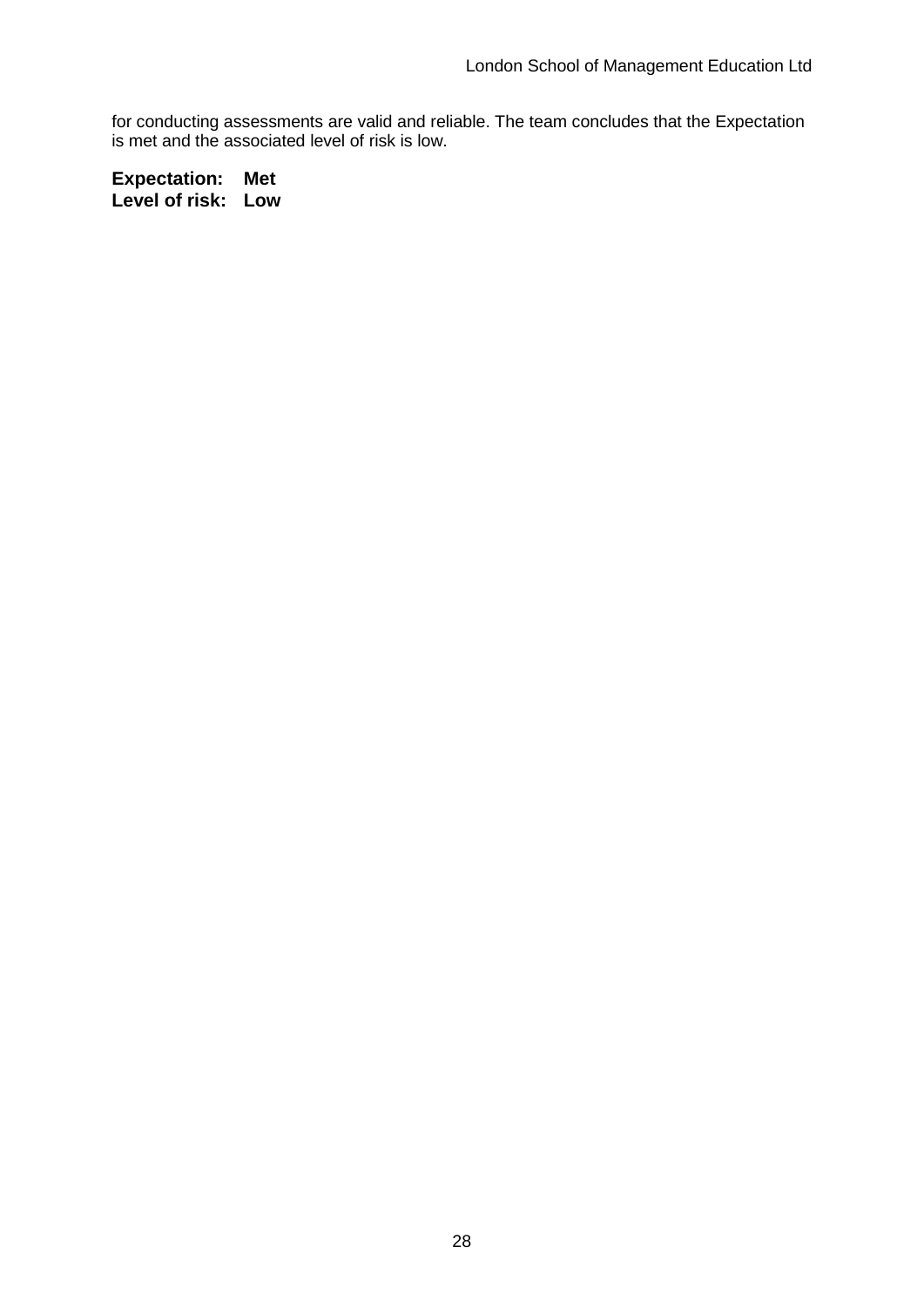for conducting assessments are valid and reliable. The team concludes that the Expectation is met and the associated level of risk is low.

**Expectation: Met**
**Level of risk: Low**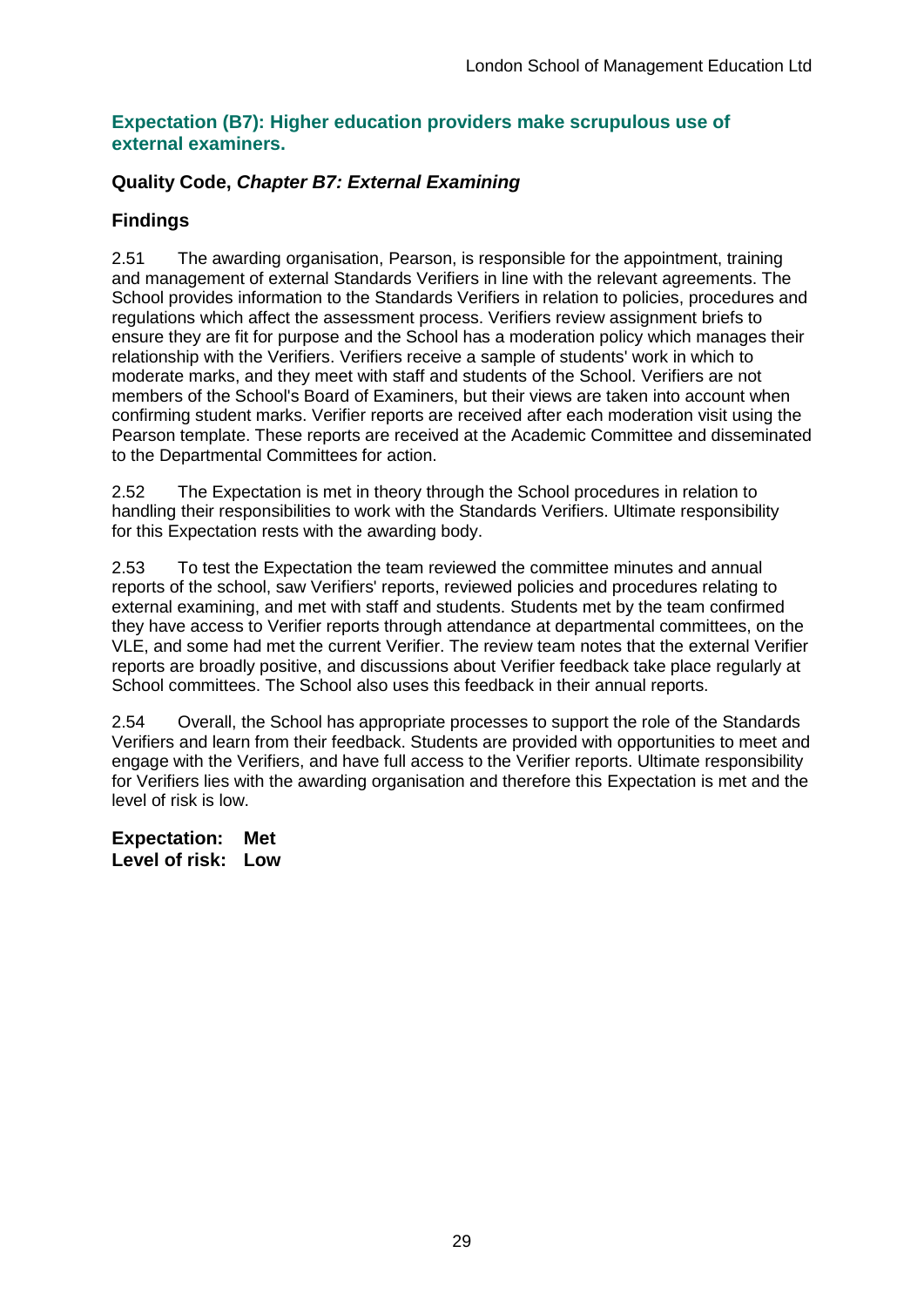### Expectation (B7): Higher education providers make scrupulous use of external examiners.

#### Quality Code, *Chapter B7: External Examining*

#### Findings

2.51 The awarding organisation, Pearson, is responsible for the appointment, training and management of external Standards Verifiers in line with the relevant agreements. The School provides information to the Standards Verifiers in relation to policies, procedures and regulations which affect the assessment process. Verifiers review assignment briefs to ensure they are fit for purpose and the School has a moderation policy which manages their relationship with the Verifiers. Verifiers receive a sample of students' work in which to moderate marks, and they meet with staff and students of the School. Verifiers are not members of the School's Board of Examiners, but their views are taken into account when confirming student marks. Verifier reports are received after each moderation visit using the Pearson template. These reports are received at the Academic Committee and disseminated to the Departmental Committees for action.

2.52 The Expectation is met in theory through the School procedures in relation to handling their responsibilities to work with the Standards Verifiers. Ultimate responsibility for this Expectation rests with the awarding body.

2.53 To test the Expectation the team reviewed the committee minutes and annual reports of the school, saw Verifiers' reports, reviewed policies and procedures relating to external examining, and met with staff and students. Students met by the team confirmed they have access to Verifier reports through attendance at departmental committees, on the VLE, and some had met the current Verifier. The review team notes that the external Verifier reports are broadly positive, and discussions about Verifier feedback take place regularly at School committees. The School also uses this feedback in their annual reports.

2.54 Overall, the School has appropriate processes to support the role of the Standards Verifiers and learn from their feedback. Students are provided with opportunities to meet and engage with the Verifiers, and have full access to the Verifier reports. Ultimate responsibility for Verifiers lies with the awarding organisation and therefore this Expectation is met and the level of risk is low.

**Expectation: Met**
**Level of risk: Low**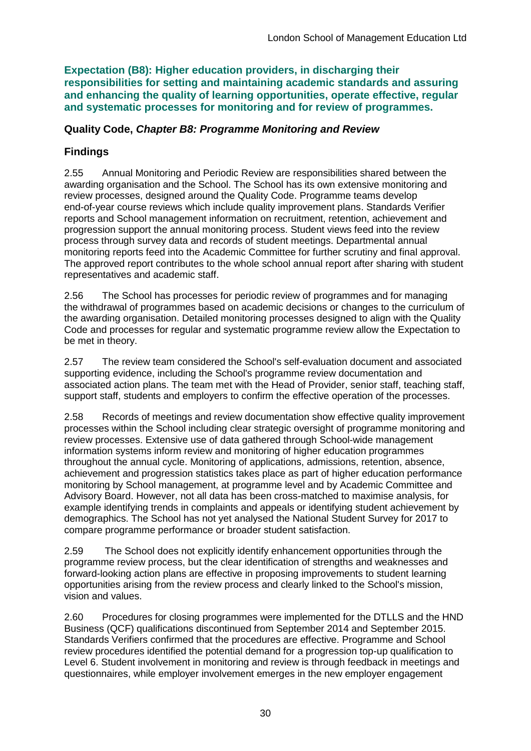**Expectation (B8): Higher education providers, in discharging their responsibilities for setting and maintaining academic standards and assuring and enhancing the quality of learning opportunities, operate effective, regular and systematic processes for monitoring and for review of programmes.**

### Quality Code, *Chapter B8: Programme Monitoring and Review*

### Findings

2.55 Annual Monitoring and Periodic Review are responsibilities shared between the awarding organisation and the School. The School has its own extensive monitoring and review processes, designed around the Quality Code. Programme teams develop end-of-year course reviews which include quality improvement plans. Standards Verifier reports and School management information on recruitment, retention, achievement and progression support the annual monitoring process. Student views feed into the review process through survey data and records of student meetings. Departmental annual monitoring reports feed into the Academic Committee for further scrutiny and final approval. The approved report contributes to the whole school annual report after sharing with student representatives and academic staff.

2.56 The School has processes for periodic review of programmes and for managing the withdrawal of programmes based on academic decisions or changes to the curriculum of the awarding organisation. Detailed monitoring processes designed to align with the Quality Code and processes for regular and systematic programme review allow the Expectation to be met in theory.

2.57 The review team considered the School's self-evaluation document and associated supporting evidence, including the School's programme review documentation and associated action plans. The team met with the Head of Provider, senior staff, teaching staff, support staff, students and employers to confirm the effective operation of the processes.

2.58 Records of meetings and review documentation show effective quality improvement processes within the School including clear strategic oversight of programme monitoring and review processes. Extensive use of data gathered through School-wide management information systems inform review and monitoring of higher education programmes throughout the annual cycle. Monitoring of applications, admissions, retention, absence, achievement and progression statistics takes place as part of higher education performance monitoring by School management, at programme level and by Academic Committee and Advisory Board. However, not all data has been cross-matched to maximise analysis, for example identifying trends in complaints and appeals or identifying student achievement by demographics. The School has not yet analysed the National Student Survey for 2017 to compare programme performance or broader student satisfaction.

2.59 The School does not explicitly identify enhancement opportunities through the programme review process, but the clear identification of strengths and weaknesses and forward-looking action plans are effective in proposing improvements to student learning opportunities arising from the review process and clearly linked to the School's mission, vision and values.

2.60 Procedures for closing programmes were implemented for the DTLLS and the HND Business (QCF) qualifications discontinued from September 2014 and September 2015. Standards Verifiers confirmed that the procedures are effective. Programme and School review procedures identified the potential demand for a progression top-up qualification to Level 6. Student involvement in monitoring and review is through feedback in meetings and questionnaires, while employer involvement emerges in the new employer engagement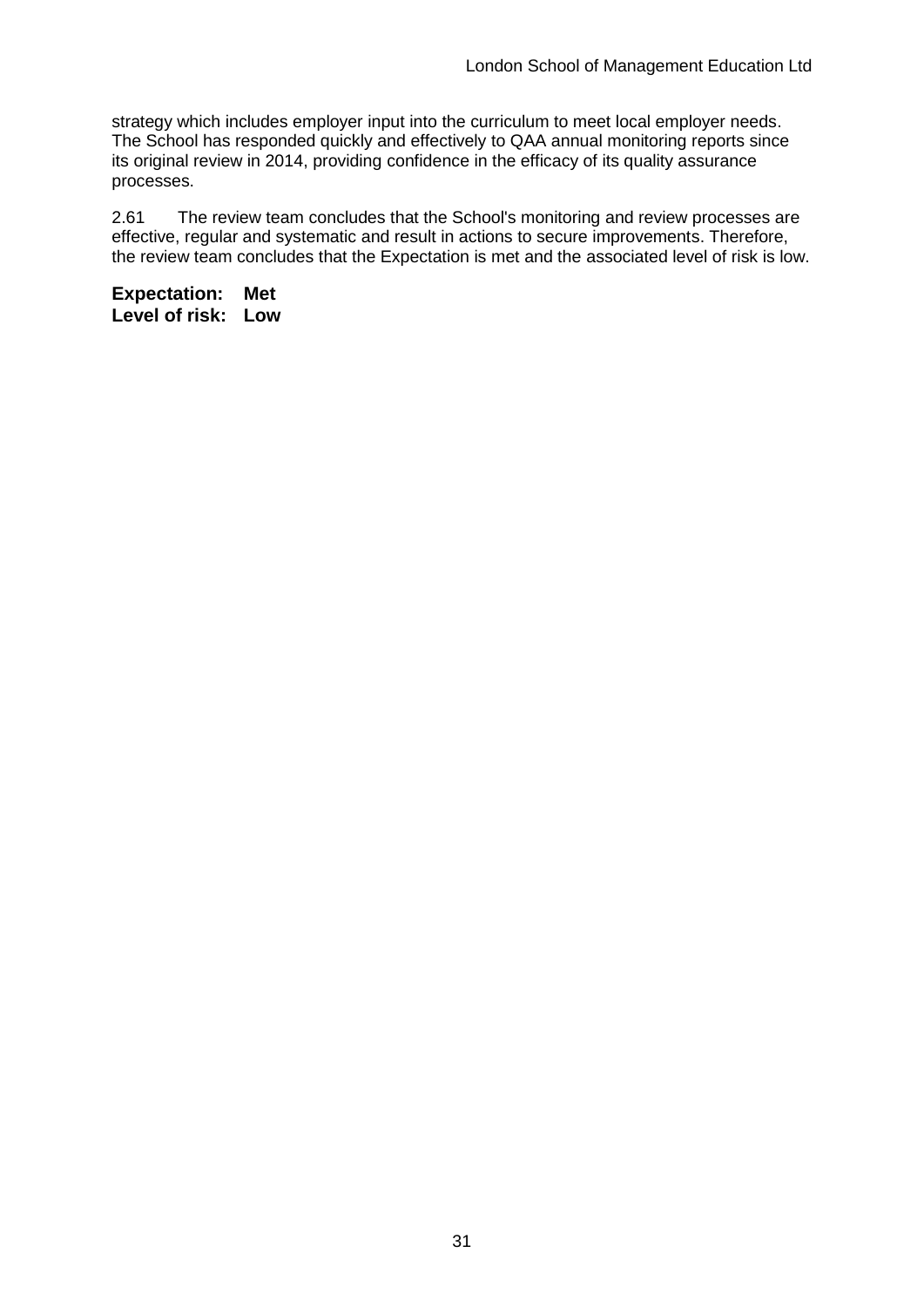strategy which includes employer input into the curriculum to meet local employer needs. The School has responded quickly and effectively to QAA annual monitoring reports since its original review in 2014, providing confidence in the efficacy of its quality assurance processes.

2.61 The review team concludes that the School's monitoring and review processes are effective, regular and systematic and result in actions to secure improvements. Therefore, the review team concludes that the Expectation is met and the associated level of risk is low.

**Expectation: Met**
**Level of risk: Low**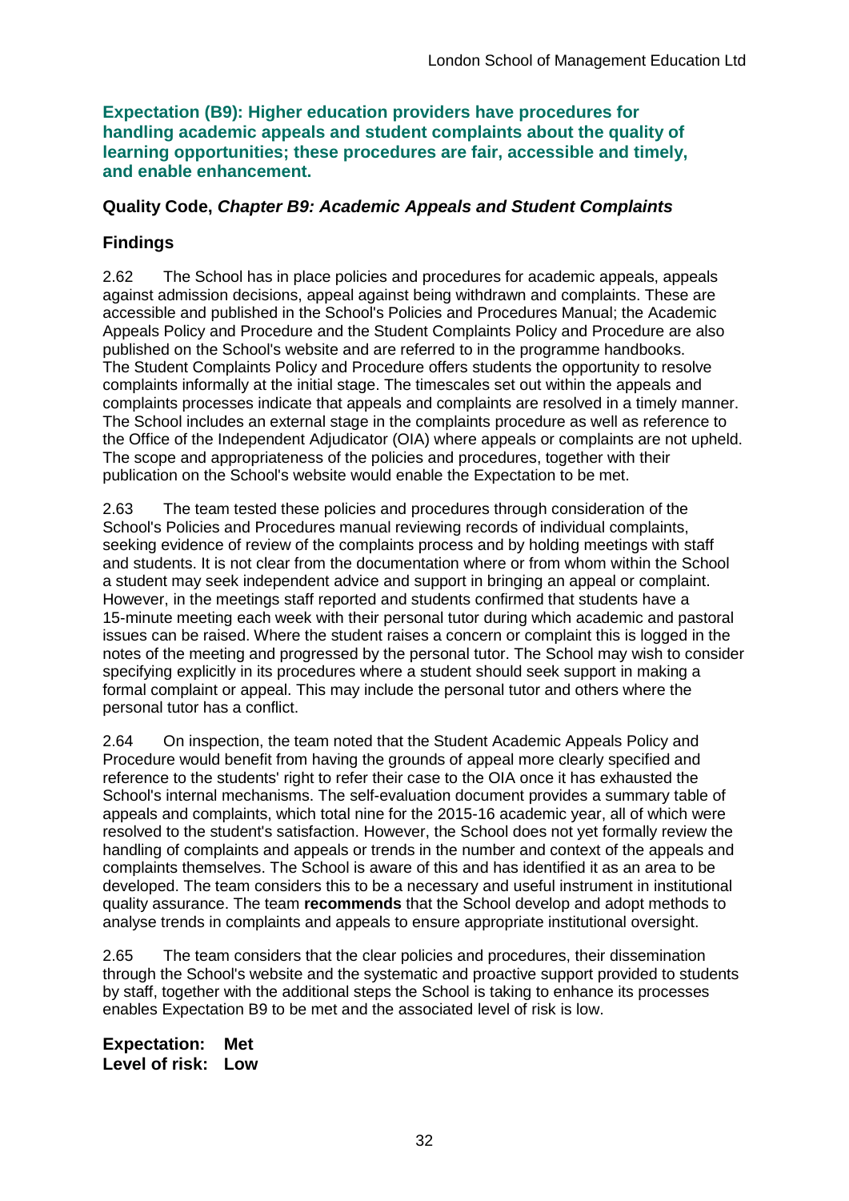**Expectation (B9): Higher education providers have procedures for handling academic appeals and student complaints about the quality of learning opportunities; these procedures are fair, accessible and timely, and enable enhancement.**

**Quality Code, *Chapter B9: Academic Appeals and Student Complaints***

## Findings

2.62 The School has in place policies and procedures for academic appeals, appeals against admission decisions, appeal against being withdrawn and complaints. These are accessible and published in the School's Policies and Procedures Manual; the Academic Appeals Policy and Procedure and the Student Complaints Policy and Procedure are also published on the School's website and are referred to in the programme handbooks. The Student Complaints Policy and Procedure offers students the opportunity to resolve complaints informally at the initial stage. The timescales set out within the appeals and complaints processes indicate that appeals and complaints are resolved in a timely manner. The School includes an external stage in the complaints procedure as well as reference to the Office of the Independent Adjudicator (OIA) where appeals or complaints are not upheld. The scope and appropriateness of the policies and procedures, together with their publication on the School's website would enable the Expectation to be met.

2.63 The team tested these policies and procedures through consideration of the School's Policies and Procedures manual reviewing records of individual complaints, seeking evidence of review of the complaints process and by holding meetings with staff and students. It is not clear from the documentation where or from whom within the School a student may seek independent advice and support in bringing an appeal or complaint. However, in the meetings staff reported and students confirmed that students have a 15-minute meeting each week with their personal tutor during which academic and pastoral issues can be raised. Where the student raises a concern or complaint this is logged in the notes of the meeting and progressed by the personal tutor. The School may wish to consider specifying explicitly in its procedures where a student should seek support in making a formal complaint or appeal. This may include the personal tutor and others where the personal tutor has a conflict.

2.64 On inspection, the team noted that the Student Academic Appeals Policy and Procedure would benefit from having the grounds of appeal more clearly specified and reference to the students' right to refer their case to the OIA once it has exhausted the School's internal mechanisms. The self-evaluation document provides a summary table of appeals and complaints, which total nine for the 2015-16 academic year, all of which were resolved to the student's satisfaction. However, the School does not yet formally review the handling of complaints and appeals or trends in the number and context of the appeals and complaints themselves. The School is aware of this and has identified it as an area to be developed. The team considers this to be a necessary and useful instrument in institutional quality assurance. The team **recommends** that the School develop and adopt methods to analyse trends in complaints and appeals to ensure appropriate institutional oversight.

2.65 The team considers that the clear policies and procedures, their dissemination through the School's website and the systematic and proactive support provided to students by staff, together with the additional steps the School is taking to enhance its processes enables Expectation B9 to be met and the associated level of risk is low.

**Expectation: Met**
**Level of risk: Low**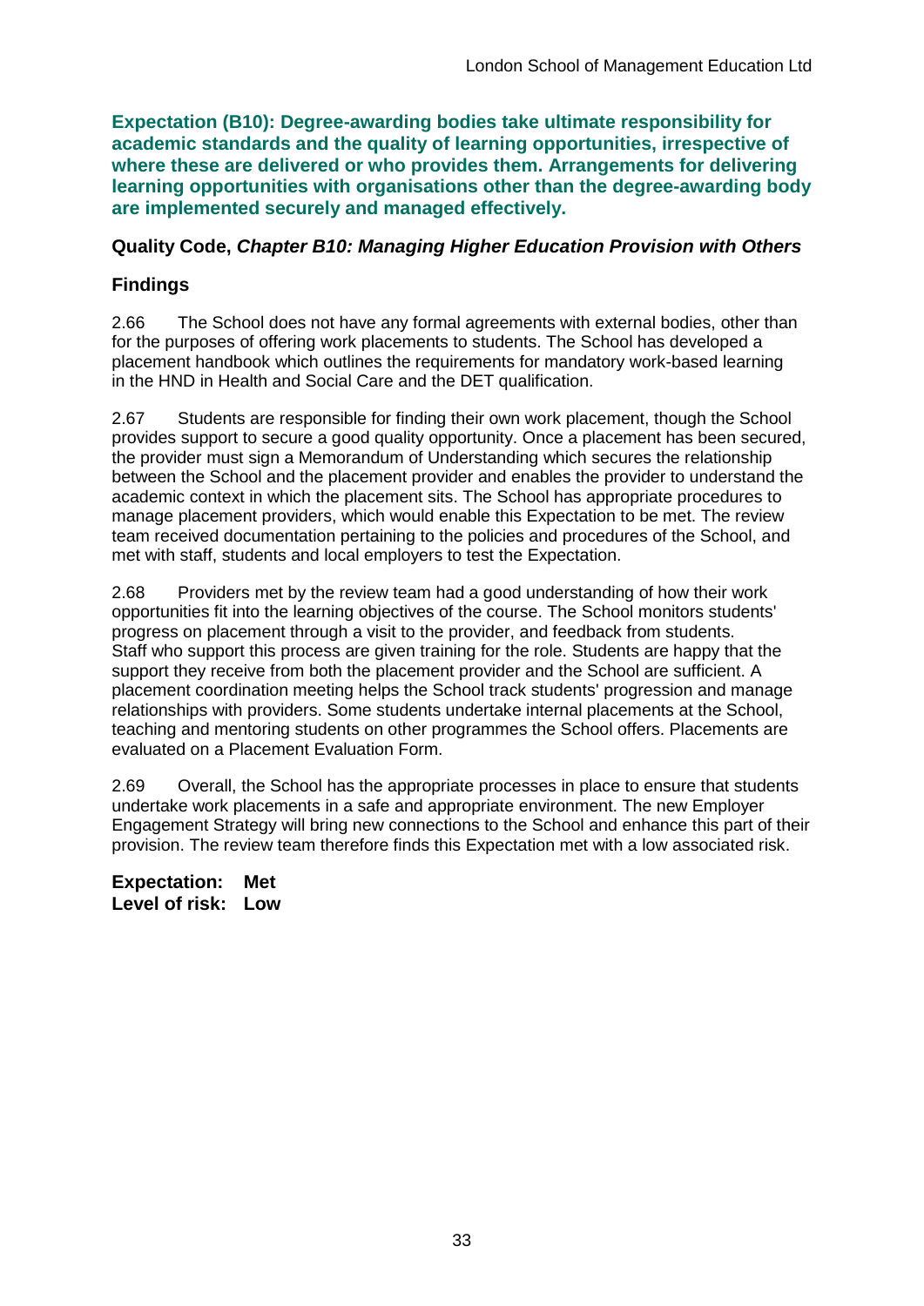**Expectation (B10): Degree-awarding bodies take ultimate responsibility for academic standards and the quality of learning opportunities, irrespective of where these are delivered or who provides them. Arrangements for delivering learning opportunities with organisations other than the degree-awarding body are implemented securely and managed effectively.**

### Quality Code, *Chapter B10: Managing Higher Education Provision with Others*

### Findings

2.66 The School does not have any formal agreements with external bodies, other than for the purposes of offering work placements to students. The School has developed a placement handbook which outlines the requirements for mandatory work-based learning in the HND in Health and Social Care and the DET qualification.

2.67 Students are responsible for finding their own work placement, though the School provides support to secure a good quality opportunity. Once a placement has been secured, the provider must sign a Memorandum of Understanding which secures the relationship between the School and the placement provider and enables the provider to understand the academic context in which the placement sits. The School has appropriate procedures to manage placement providers, which would enable this Expectation to be met. The review team received documentation pertaining to the policies and procedures of the School, and met with staff, students and local employers to test the Expectation.

2.68 Providers met by the review team had a good understanding of how their work opportunities fit into the learning objectives of the course. The School monitors students' progress on placement through a visit to the provider, and feedback from students. Staff who support this process are given training for the role. Students are happy that the support they receive from both the placement provider and the School are sufficient. A placement coordination meeting helps the School track students' progression and manage relationships with providers. Some students undertake internal placements at the School, teaching and mentoring students on other programmes the School offers. Placements are evaluated on a Placement Evaluation Form.

2.69 Overall, the School has the appropriate processes in place to ensure that students undertake work placements in a safe and appropriate environment. The new Employer Engagement Strategy will bring new connections to the School and enhance this part of their provision. The review team therefore finds this Expectation met with a low associated risk.

**Expectation: Met**
**Level of risk: Low**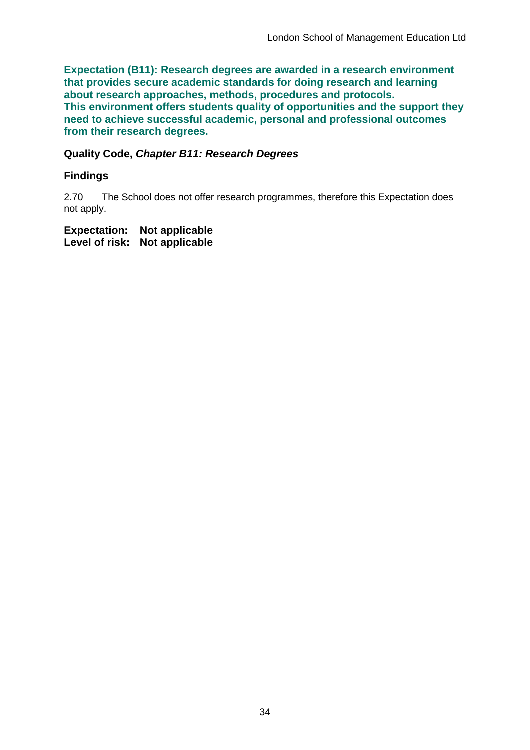**Expectation (B11): Research degrees are awarded in a research environment that provides secure academic standards for doing research and learning about research approaches, methods, procedures and protocols. This environment offers students quality of opportunities and the support they need to achieve successful academic, personal and professional outcomes from their research degrees.**

**Quality Code, *Chapter B11: Research Degrees***

### Findings

2.70 The School does not offer research programmes, therefore this Expectation does not apply.

**Expectation: Not applicable**
**Level of risk: Not applicable**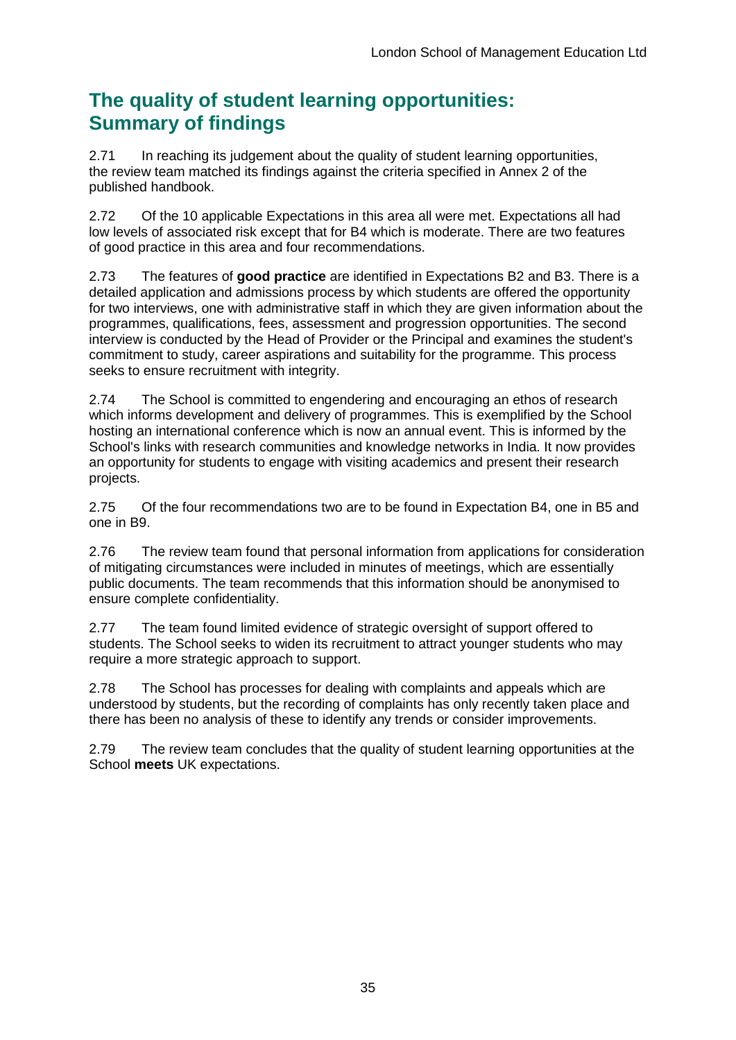## The quality of student learning opportunities: Summary of findings

2.71 In reaching its judgement about the quality of student learning opportunities, the review team matched its findings against the criteria specified in Annex 2 of the published handbook.

2.72 Of the 10 applicable Expectations in this area all were met. Expectations all had low levels of associated risk except that for B4 which is moderate. There are two features of good practice in this area and four recommendations.

2.73 The features of **good practice** are identified in Expectations B2 and B3. There is a detailed application and admissions process by which students are offered the opportunity for two interviews, one with administrative staff in which they are given information about the programmes, qualifications, fees, assessment and progression opportunities. The second interview is conducted by the Head of Provider or the Principal and examines the student's commitment to study, career aspirations and suitability for the programme. This process seeks to ensure recruitment with integrity.

2.74 The School is committed to engendering and encouraging an ethos of research which informs development and delivery of programmes. This is exemplified by the School hosting an international conference which is now an annual event. This is informed by the School's links with research communities and knowledge networks in India. It now provides an opportunity for students to engage with visiting academics and present their research projects.

2.75 Of the four recommendations two are to be found in Expectation B4, one in B5 and one in B9.

2.76 The review team found that personal information from applications for consideration of mitigating circumstances were included in minutes of meetings, which are essentially public documents. The team recommends that this information should be anonymised to ensure complete confidentiality.

2.77 The team found limited evidence of strategic oversight of support offered to students. The School seeks to widen its recruitment to attract younger students who may require a more strategic approach to support.

2.78 The School has processes for dealing with complaints and appeals which are understood by students, but the recording of complaints has only recently taken place and there has been no analysis of these to identify any trends or consider improvements.

2.79 The review team concludes that the quality of student learning opportunities at the School **meets** UK expectations.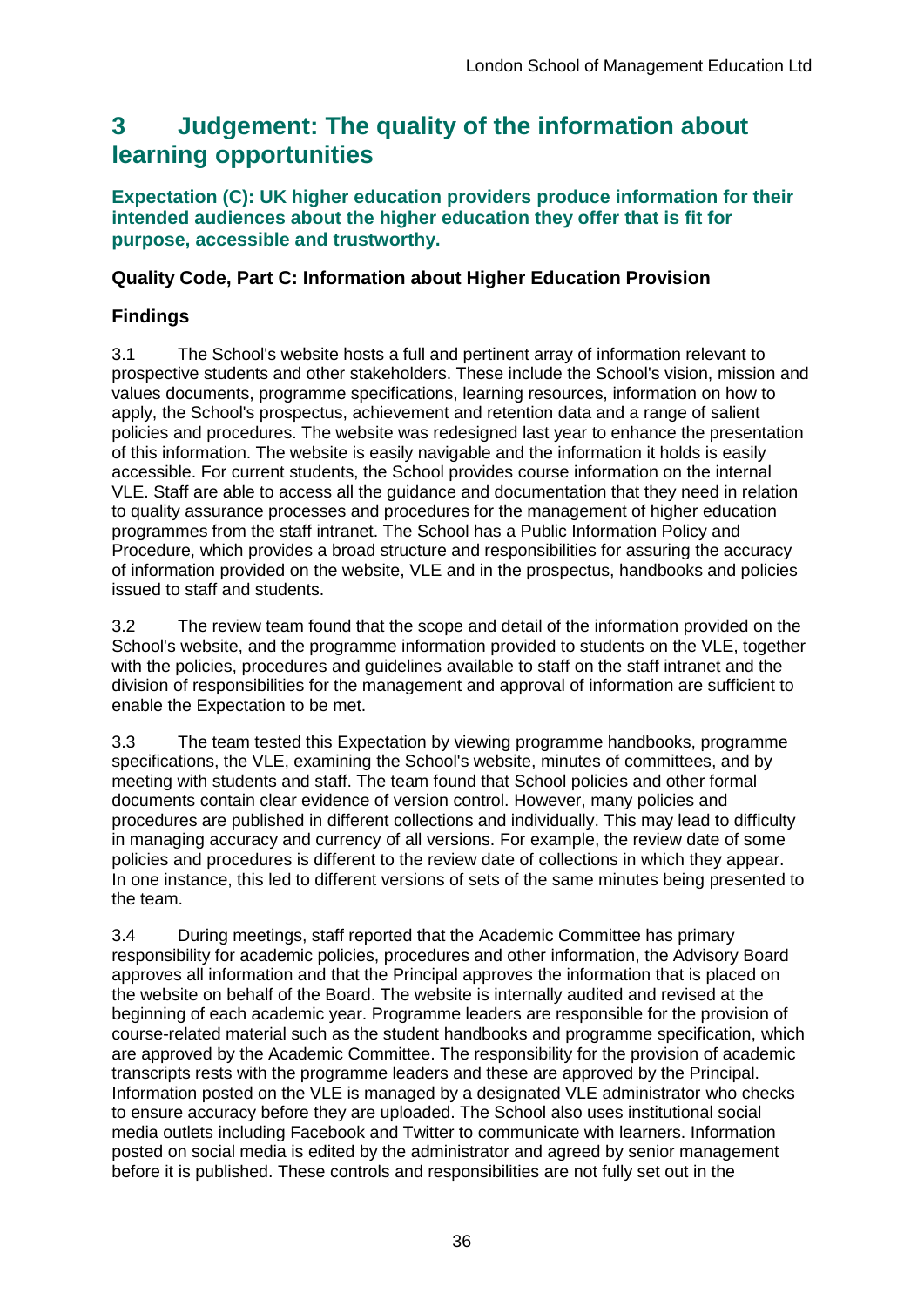# 3 Judgement: The quality of the information about learning opportunities

**Expectation (C): UK higher education providers produce information for their intended audiences about the higher education they offer that is fit for purpose, accessible and trustworthy.**

### Quality Code, Part C: Information about Higher Education Provision

### Findings

3.1 The School's website hosts a full and pertinent array of information relevant to prospective students and other stakeholders. These include the School's vision, mission and values documents, programme specifications, learning resources, information on how to apply, the School's prospectus, achievement and retention data and a range of salient policies and procedures. The website was redesigned last year to enhance the presentation of this information. The website is easily navigable and the information it holds is easily accessible. For current students, the School provides course information on the internal VLE. Staff are able to access all the guidance and documentation that they need in relation to quality assurance processes and procedures for the management of higher education programmes from the staff intranet. The School has a Public Information Policy and Procedure, which provides a broad structure and responsibilities for assuring the accuracy of information provided on the website, VLE and in the prospectus, handbooks and policies issued to staff and students.

3.2 The review team found that the scope and detail of the information provided on the School's website, and the programme information provided to students on the VLE, together with the policies, procedures and guidelines available to staff on the staff intranet and the division of responsibilities for the management and approval of information are sufficient to enable the Expectation to be met.

3.3 The team tested this Expectation by viewing programme handbooks, programme specifications, the VLE, examining the School's website, minutes of committees, and by meeting with students and staff. The team found that School policies and other formal documents contain clear evidence of version control. However, many policies and procedures are published in different collections and individually. This may lead to difficulty in managing accuracy and currency of all versions. For example, the review date of some policies and procedures is different to the review date of collections in which they appear. In one instance, this led to different versions of sets of the same minutes being presented to the team.

3.4 During meetings, staff reported that the Academic Committee has primary responsibility for academic policies, procedures and other information, the Advisory Board approves all information and that the Principal approves the information that is placed on the website on behalf of the Board. The website is internally audited and revised at the beginning of each academic year. Programme leaders are responsible for the provision of course-related material such as the student handbooks and programme specification, which are approved by the Academic Committee. The responsibility for the provision of academic transcripts rests with the programme leaders and these are approved by the Principal. Information posted on the VLE is managed by a designated VLE administrator who checks to ensure accuracy before they are uploaded. The School also uses institutional social media outlets including Facebook and Twitter to communicate with learners. Information posted on social media is edited by the administrator and agreed by senior management before it is published. These controls and responsibilities are not fully set out in the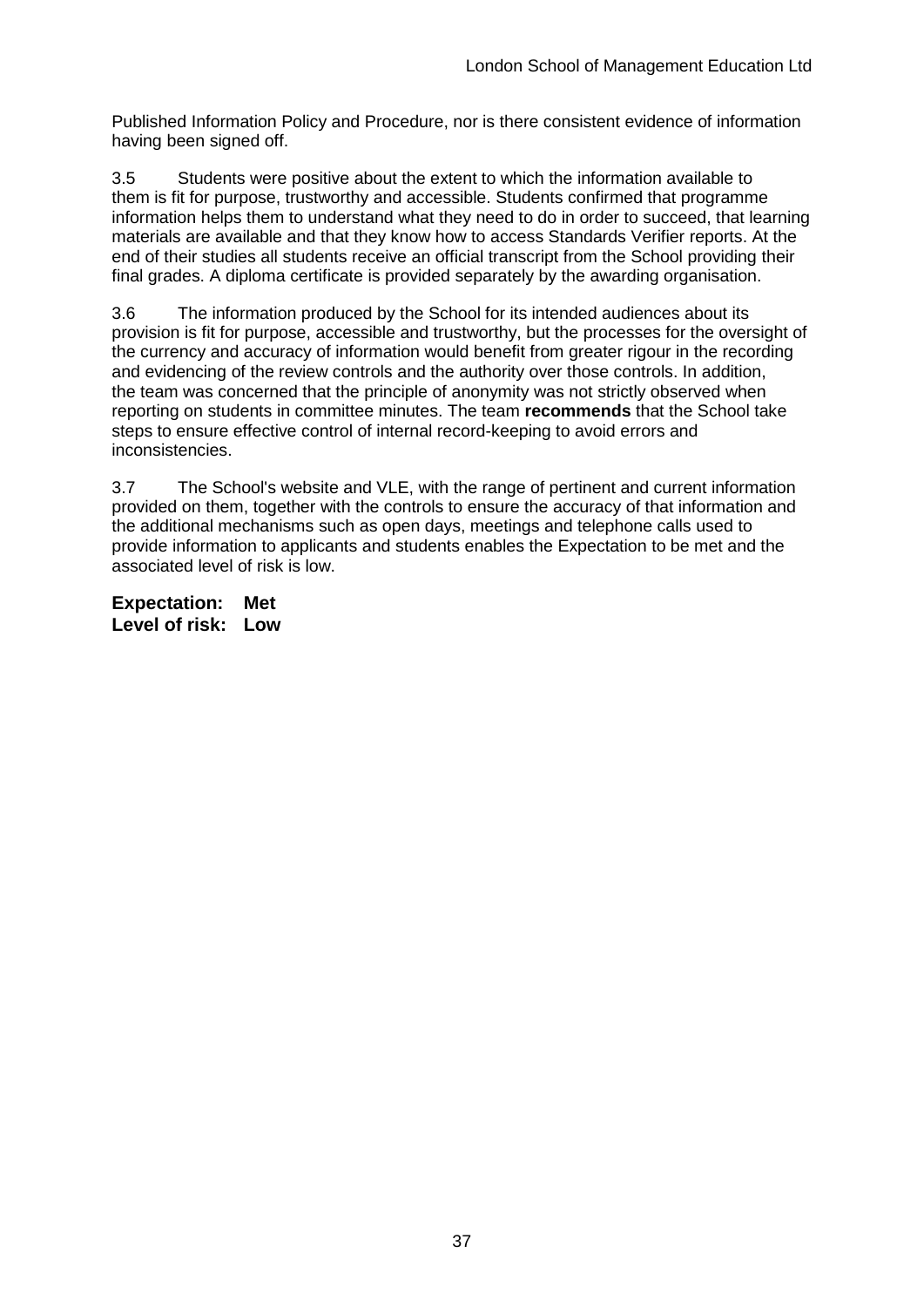Published Information Policy and Procedure, nor is there consistent evidence of information having been signed off.

3.5 Students were positive about the extent to which the information available to them is fit for purpose, trustworthy and accessible. Students confirmed that programme information helps them to understand what they need to do in order to succeed, that learning materials are available and that they know how to access Standards Verifier reports. At the end of their studies all students receive an official transcript from the School providing their final grades. A diploma certificate is provided separately by the awarding organisation.

3.6 The information produced by the School for its intended audiences about its provision is fit for purpose, accessible and trustworthy, but the processes for the oversight of the currency and accuracy of information would benefit from greater rigour in the recording and evidencing of the review controls and the authority over those controls. In addition, the team was concerned that the principle of anonymity was not strictly observed when reporting on students in committee minutes. The team **recommends** that the School take steps to ensure effective control of internal record-keeping to avoid errors and inconsistencies.

3.7 The School's website and VLE, with the range of pertinent and current information provided on them, together with the controls to ensure the accuracy of that information and the additional mechanisms such as open days, meetings and telephone calls used to provide information to applicants and students enables the Expectation to be met and the associated level of risk is low.

**Expectation: Met**
**Level of risk: Low**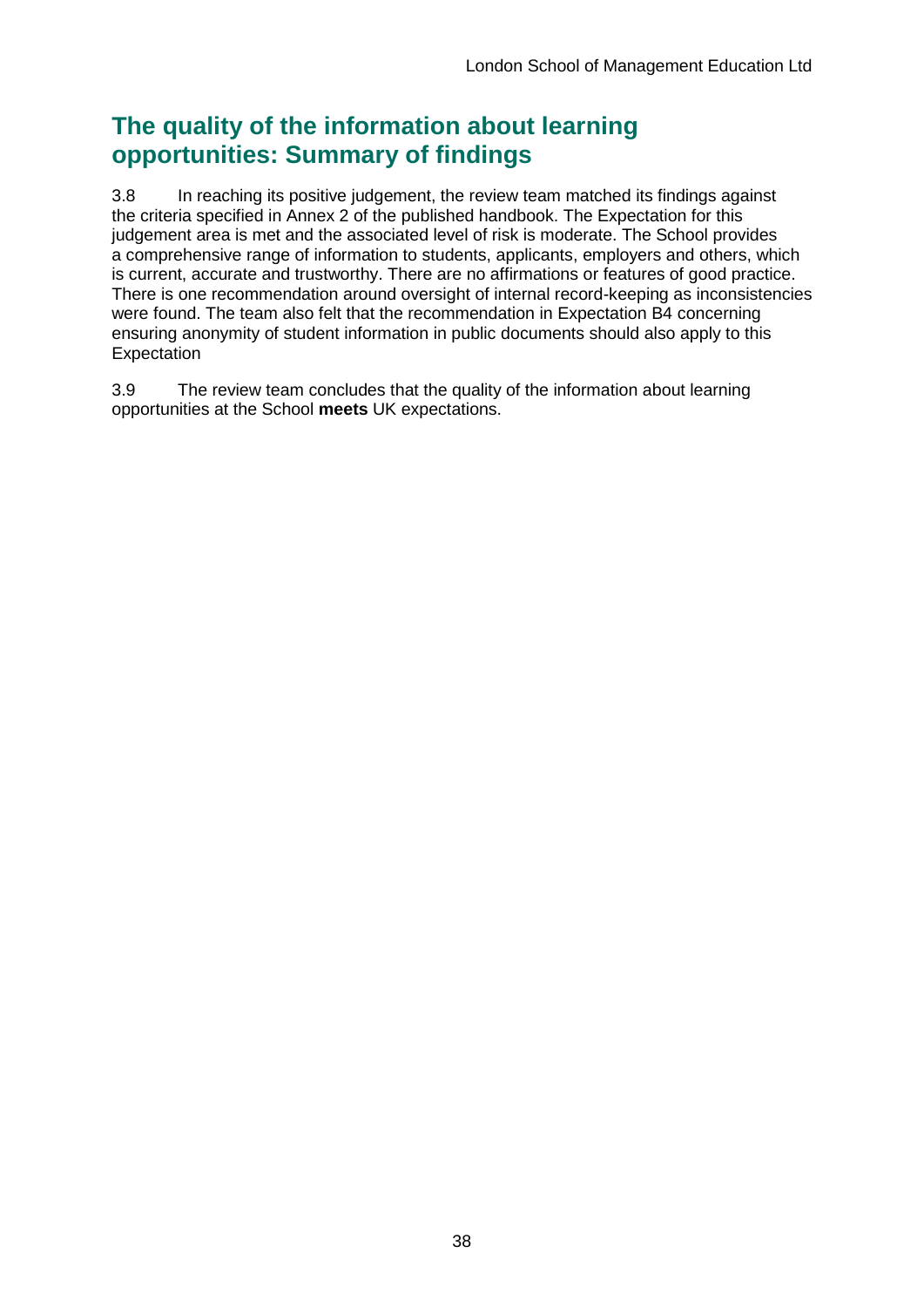## The quality of the information about learning opportunities: Summary of findings

3.8 In reaching its positive judgement, the review team matched its findings against the criteria specified in Annex 2 of the published handbook. The Expectation for this judgement area is met and the associated level of risk is moderate. The School provides a comprehensive range of information to students, applicants, employers and others, which is current, accurate and trustworthy. There are no affirmations or features of good practice. There is one recommendation around oversight of internal record-keeping as inconsistencies were found. The team also felt that the recommendation in Expectation B4 concerning ensuring anonymity of student information in public documents should also apply to this Expectation

3.9 The review team concludes that the quality of the information about learning opportunities at the School **meets** UK expectations.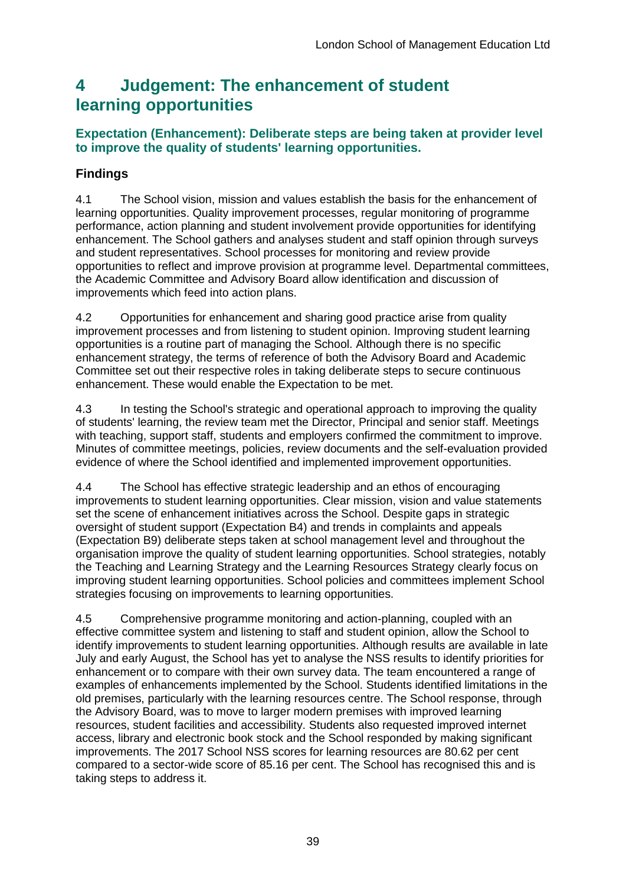## 4 Judgement: The enhancement of student learning opportunities

### Expectation (Enhancement): Deliberate steps are being taken at provider level to improve the quality of students' learning opportunities.

### Findings

4.1 The School vision, mission and values establish the basis for the enhancement of learning opportunities. Quality improvement processes, regular monitoring of programme performance, action planning and student involvement provide opportunities for identifying enhancement. The School gathers and analyses student and staff opinion through surveys and student representatives. School processes for monitoring and review provide opportunities to reflect and improve provision at programme level. Departmental committees, the Academic Committee and Advisory Board allow identification and discussion of improvements which feed into action plans.

4.2 Opportunities for enhancement and sharing good practice arise from quality improvement processes and from listening to student opinion. Improving student learning opportunities is a routine part of managing the School. Although there is no specific enhancement strategy, the terms of reference of both the Advisory Board and Academic Committee set out their respective roles in taking deliberate steps to secure continuous enhancement. These would enable the Expectation to be met.

4.3 In testing the School's strategic and operational approach to improving the quality of students' learning, the review team met the Director, Principal and senior staff. Meetings with teaching, support staff, students and employers confirmed the commitment to improve. Minutes of committee meetings, policies, review documents and the self-evaluation provided evidence of where the School identified and implemented improvement opportunities.

4.4 The School has effective strategic leadership and an ethos of encouraging improvements to student learning opportunities. Clear mission, vision and value statements set the scene of enhancement initiatives across the School. Despite gaps in strategic oversight of student support (Expectation B4) and trends in complaints and appeals (Expectation B9) deliberate steps taken at school management level and throughout the organisation improve the quality of student learning opportunities. School strategies, notably the Teaching and Learning Strategy and the Learning Resources Strategy clearly focus on improving student learning opportunities. School policies and committees implement School strategies focusing on improvements to learning opportunities.

4.5 Comprehensive programme monitoring and action-planning, coupled with an effective committee system and listening to staff and student opinion, allow the School to identify improvements to student learning opportunities. Although results are available in late July and early August, the School has yet to analyse the NSS results to identify priorities for enhancement or to compare with their own survey data. The team encountered a range of examples of enhancements implemented by the School. Students identified limitations in the old premises, particularly with the learning resources centre. The School response, through the Advisory Board, was to move to larger modern premises with improved learning resources, student facilities and accessibility. Students also requested improved internet access, library and electronic book stock and the School responded by making significant improvements. The 2017 School NSS scores for learning resources are 80.62 per cent compared to a sector-wide score of 85.16 per cent. The School has recognised this and is taking steps to address it.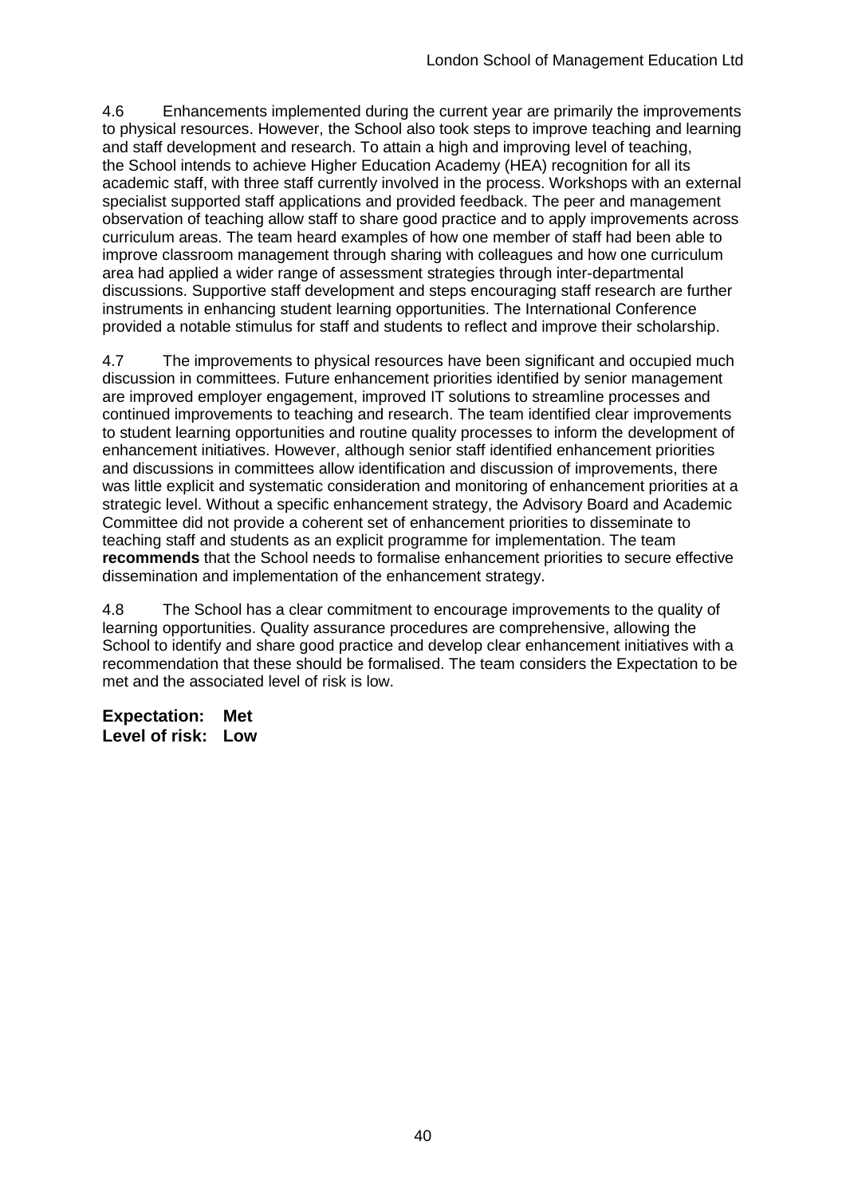4.6 Enhancements implemented during the current year are primarily the improvements to physical resources. However, the School also took steps to improve teaching and learning and staff development and research. To attain a high and improving level of teaching, the School intends to achieve Higher Education Academy (HEA) recognition for all its academic staff, with three staff currently involved in the process. Workshops with an external specialist supported staff applications and provided feedback. The peer and management observation of teaching allow staff to share good practice and to apply improvements across curriculum areas. The team heard examples of how one member of staff had been able to improve classroom management through sharing with colleagues and how one curriculum area had applied a wider range of assessment strategies through inter-departmental discussions. Supportive staff development and steps encouraging staff research are further instruments in enhancing student learning opportunities. The International Conference provided a notable stimulus for staff and students to reflect and improve their scholarship.

4.7 The improvements to physical resources have been significant and occupied much discussion in committees. Future enhancement priorities identified by senior management are improved employer engagement, improved IT solutions to streamline processes and continued improvements to teaching and research. The team identified clear improvements to student learning opportunities and routine quality processes to inform the development of enhancement initiatives. However, although senior staff identified enhancement priorities and discussions in committees allow identification and discussion of improvements, there was little explicit and systematic consideration and monitoring of enhancement priorities at a strategic level. Without a specific enhancement strategy, the Advisory Board and Academic Committee did not provide a coherent set of enhancement priorities to disseminate to teaching staff and students as an explicit programme for implementation. The team **recommends** that the School needs to formalise enhancement priorities to secure effective dissemination and implementation of the enhancement strategy.

4.8 The School has a clear commitment to encourage improvements to the quality of learning opportunities. Quality assurance procedures are comprehensive, allowing the School to identify and share good practice and develop clear enhancement initiatives with a recommendation that these should be formalised. The team considers the Expectation to be met and the associated level of risk is low.

**Expectation: Met**
**Level of risk: Low**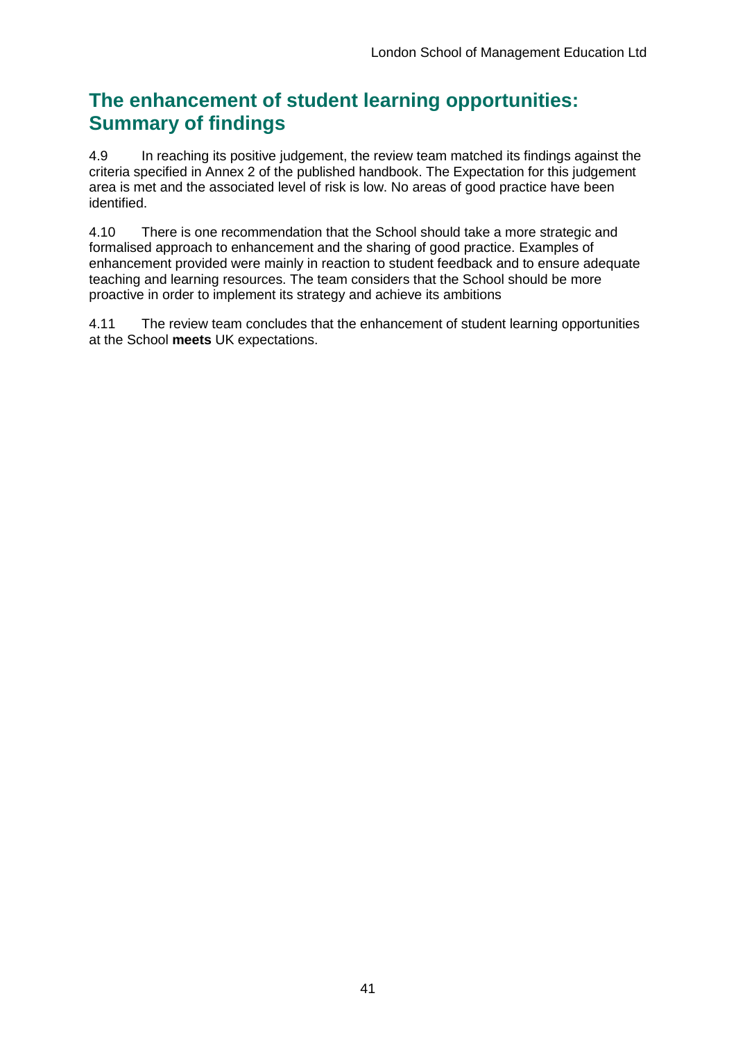## The enhancement of student learning opportunities: Summary of findings

4.9 In reaching its positive judgement, the review team matched its findings against the criteria specified in Annex 2 of the published handbook. The Expectation for this judgement area is met and the associated level of risk is low. No areas of good practice have been identified.

4.10 There is one recommendation that the School should take a more strategic and formalised approach to enhancement and the sharing of good practice. Examples of enhancement provided were mainly in reaction to student feedback and to ensure adequate teaching and learning resources. The team considers that the School should be more proactive in order to implement its strategy and achieve its ambitions

4.11 The review team concludes that the enhancement of student learning opportunities at the School **meets** UK expectations.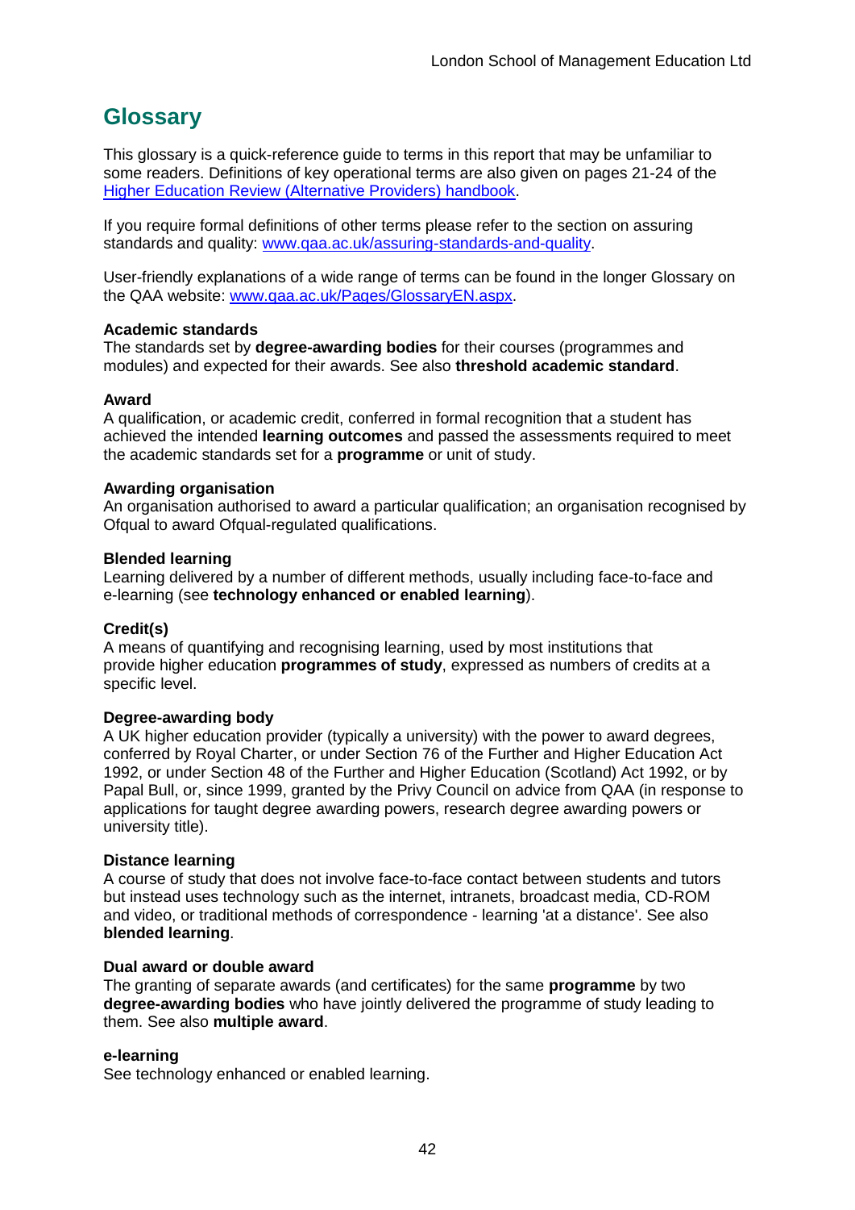## Glossary

This glossary is a quick-reference guide to terms in this report that may be unfamiliar to some readers. Definitions of key operational terms are also given on pages 21-24 of the [Higher Education Review (Alternative Providers) handbook](Higher Education Review (Alternative Providers) handbook).

If you require formal definitions of other terms please refer to the section on assuring standards and quality: [www.qaa.ac.uk/assuring-standards-and-quality](www.qaa.ac.uk/assuring-standards-and-quality).

User-friendly explanations of a wide range of terms can be found in the longer Glossary on the QAA website: [www.qaa.ac.uk/Pages/GlossaryEN.aspx](www.qaa.ac.uk/Pages/GlossaryEN.aspx).

**Academic standards**
The standards set by **degree-awarding bodies** for their courses (programmes and modules) and expected for their awards. See also **threshold academic standard**.

**Award**
A qualification, or academic credit, conferred in formal recognition that a student has achieved the intended **learning outcomes** and passed the assessments required to meet the academic standards set for a **programme** or unit of study.

**Awarding organisation**
An organisation authorised to award a particular qualification; an organisation recognised by Ofqual to award Ofqual-regulated qualifications.

**Blended learning**
Learning delivered by a number of different methods, usually including face-to-face and e-learning (see **technology enhanced or enabled learning**).

**Credit(s)**
A means of quantifying and recognising learning, used by most institutions that provide higher education **programmes of study**, expressed as numbers of credits at a specific level.

**Degree-awarding body**
A UK higher education provider (typically a university) with the power to award degrees, conferred by Royal Charter, or under Section 76 of the Further and Higher Education Act 1992, or under Section 48 of the Further and Higher Education (Scotland) Act 1992, or by Papal Bull, or, since 1999, granted by the Privy Council on advice from QAA (in response to applications for taught degree awarding powers, research degree awarding powers or university title).

**Distance learning**
A course of study that does not involve face-to-face contact between students and tutors but instead uses technology such as the internet, intranets, broadcast media, CD-ROM and video, or traditional methods of correspondence - learning 'at a distance'. See also **blended learning**.

**Dual award or double award**
The granting of separate awards (and certificates) for the same **programme** by two **degree-awarding bodies** who have jointly delivered the programme of study leading to them. See also **multiple award**.

**e-learning**
See technology enhanced or enabled learning.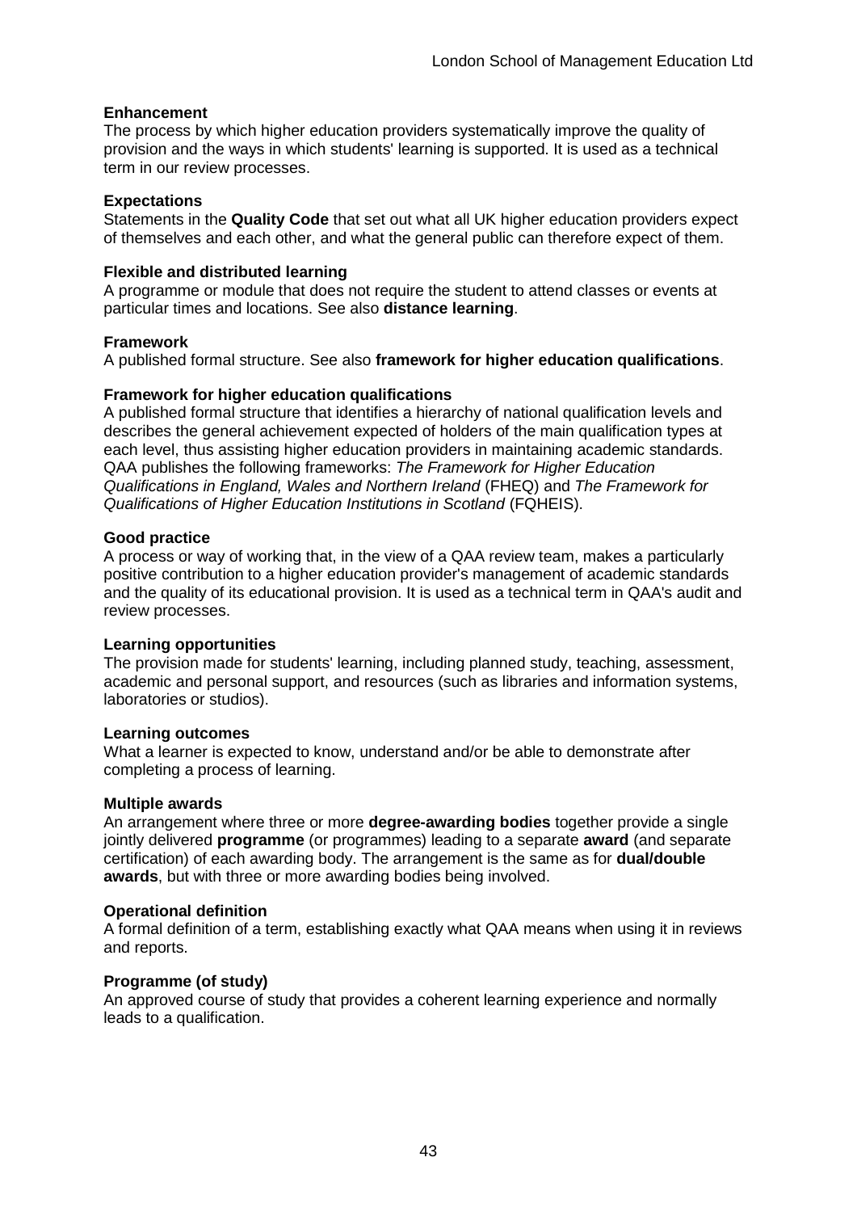**Enhancement**
The process by which higher education providers systematically improve the quality of provision and the ways in which students' learning is supported. It is used as a technical term in our review processes.

**Expectations**
Statements in the **Quality Code** that set out what all UK higher education providers expect of themselves and each other, and what the general public can therefore expect of them.

**Flexible and distributed learning**
A programme or module that does not require the student to attend classes or events at particular times and locations. See also **distance learning**.

**Framework**
A published formal structure. See also **framework for higher education qualifications**.

**Framework for higher education qualifications**
A published formal structure that identifies a hierarchy of national qualification levels and describes the general achievement expected of holders of the main qualification types at each level, thus assisting higher education providers in maintaining academic standards. QAA publishes the following frameworks: *The Framework for Higher Education Qualifications in England, Wales and Northern Ireland* (FHEQ) and *The Framework for Qualifications of Higher Education Institutions in Scotland* (FQHEIS).

**Good practice**
A process or way of working that, in the view of a QAA review team, makes a particularly positive contribution to a higher education provider's management of academic standards and the quality of its educational provision. It is used as a technical term in QAA's audit and review processes.

**Learning opportunities**
The provision made for students' learning, including planned study, teaching, assessment, academic and personal support, and resources (such as libraries and information systems, laboratories or studios).

**Learning outcomes**
What a learner is expected to know, understand and/or be able to demonstrate after completing a process of learning.

**Multiple awards**
An arrangement where three or more **degree-awarding bodies** together provide a single jointly delivered **programme** (or programmes) leading to a separate **award** (and separate certification) of each awarding body. The arrangement is the same as for **dual/double awards**, but with three or more awarding bodies being involved.

**Operational definition**
A formal definition of a term, establishing exactly what QAA means when using it in reviews and reports.

**Programme (of study)**
An approved course of study that provides a coherent learning experience and normally leads to a qualification.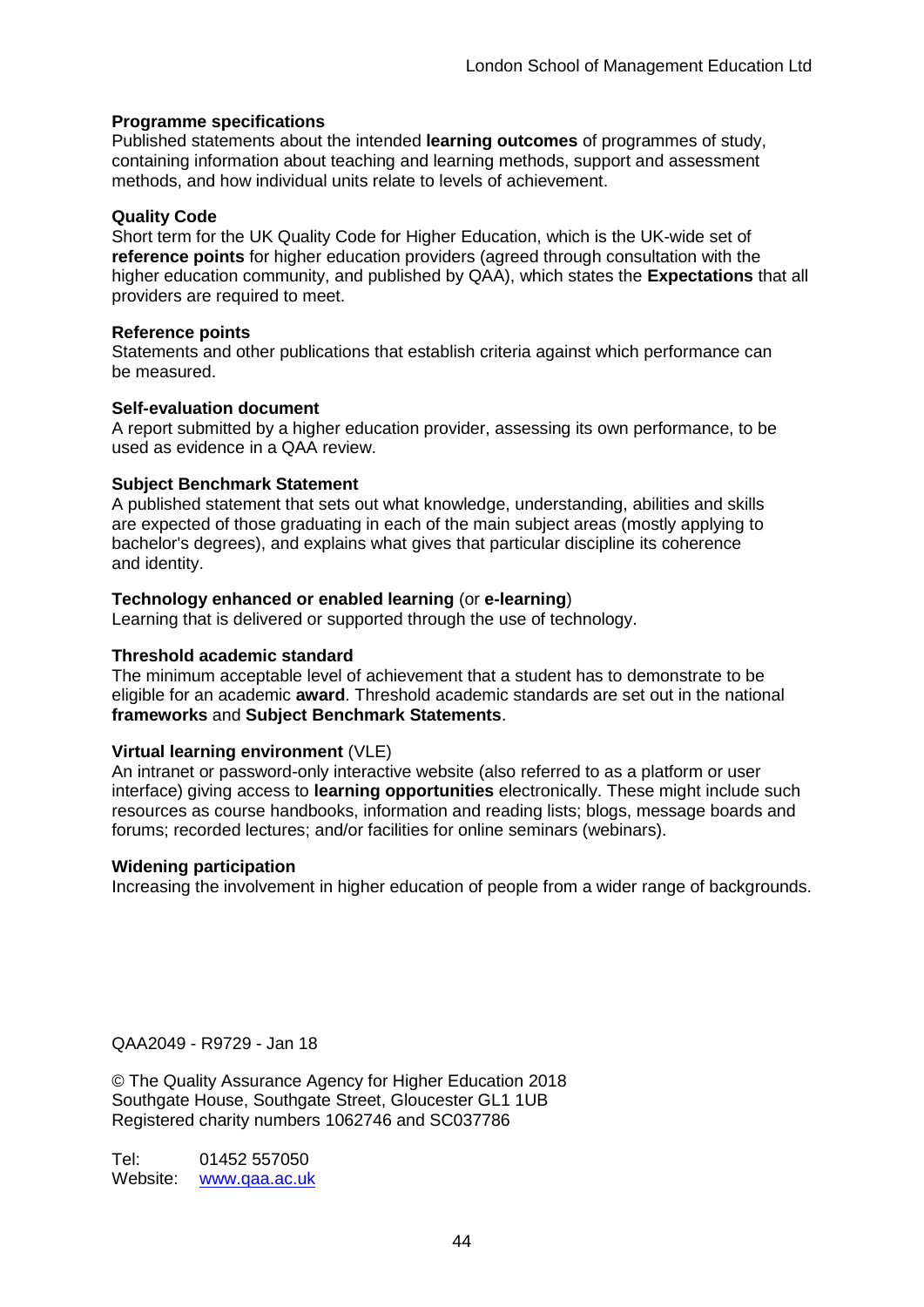**Programme specifications**
Published statements about the intended **learning outcomes** of programmes of study, containing information about teaching and learning methods, support and assessment methods, and how individual units relate to levels of achievement.

**Quality Code**
Short term for the UK Quality Code for Higher Education, which is the UK-wide set of **reference points** for higher education providers (agreed through consultation with the higher education community, and published by QAA), which states the **Expectations** that all providers are required to meet.

**Reference points**
Statements and other publications that establish criteria against which performance can be measured.

**Self-evaluation document**
A report submitted by a higher education provider, assessing its own performance, to be used as evidence in a QAA review.

**Subject Benchmark Statement**
A published statement that sets out what knowledge, understanding, abilities and skills are expected of those graduating in each of the main subject areas (mostly applying to bachelor's degrees), and explains what gives that particular discipline its coherence and identity.

**Technology enhanced or enabled learning** (or **e-learning**)
Learning that is delivered or supported through the use of technology.

**Threshold academic standard**
The minimum acceptable level of achievement that a student has to demonstrate to be eligible for an academic **award**. Threshold academic standards are set out in the national **frameworks** and **Subject Benchmark Statements**.

**Virtual learning environment** (VLE)
An intranet or password-only interactive website (also referred to as a platform or user interface) giving access to **learning opportunities** electronically. These might include such resources as course handbooks, information and reading lists; blogs, message boards and forums; recorded lectures; and/or facilities for online seminars (webinars).

**Widening participation**
Increasing the involvement in higher education of people from a wider range of backgrounds.

QAA2049 - R9729 - Jan 18

© The Quality Assurance Agency for Higher Education 2018
Southgate House, Southgate Street, Gloucester GL1 1UB
Registered charity numbers 1062746 and SC037786

Tel: 01452 557050
Website: www.qaa.ac.uk